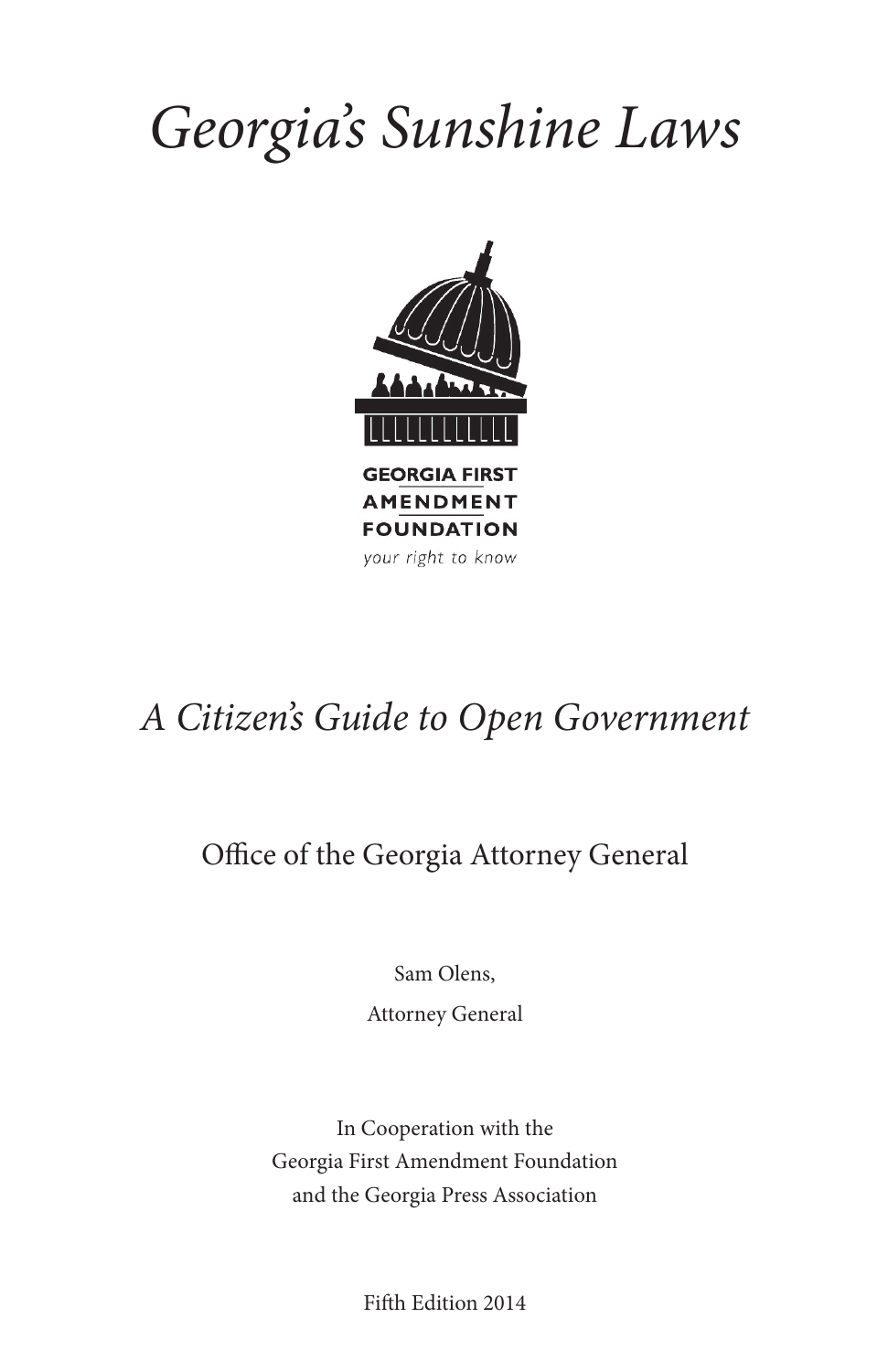# *Georgia's Sunshine Laws*

GEORGIA FIRST
AMENDMENT
FOUNDATION
*your right to know*

## *A Citizen's Guide to Open Government*

Office of the Georgia Attorney General

Sam Olens,

Attorney General

In Cooperation with the
Georgia First Amendment Foundation
and the Georgia Press Association

Fifth Edition 2014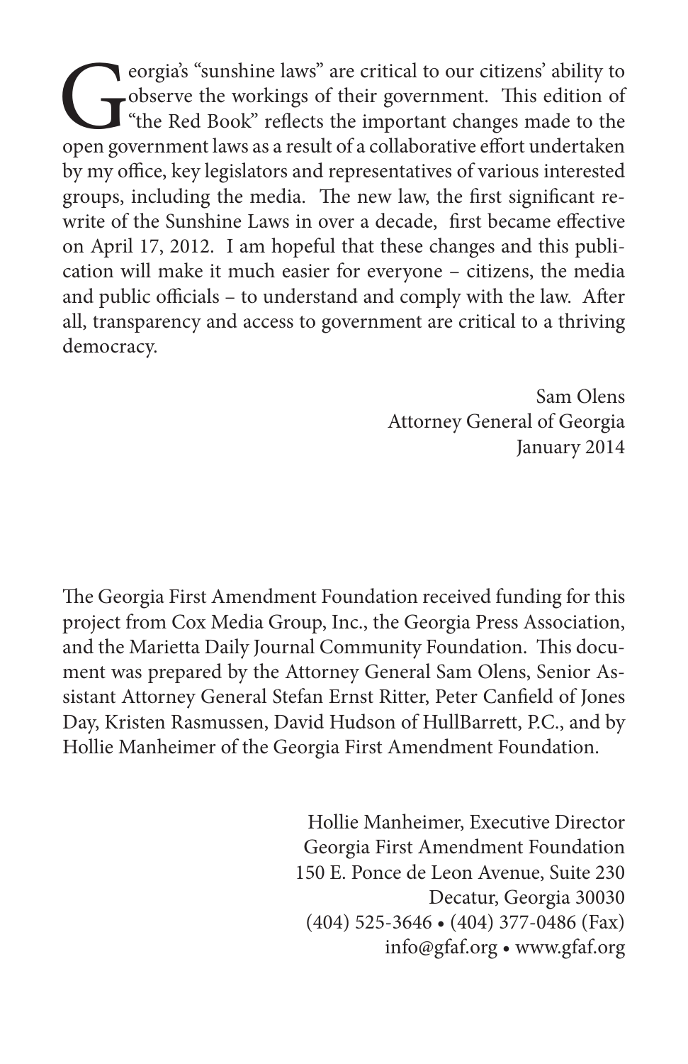Georgia's "sunshine laws" are critical to our citizens' ability to observe the workings of their government. This edition of "the Red Book" reflects the important changes made to the open government laws as a result of a collaborative effort undertaken by my office, key legislators and representatives of various interested groups, including the media. The new law, the first significant rewrite of the Sunshine Laws in over a decade, first became effective on April 17, 2012. I am hopeful that these changes and this publication will make it much easier for everyone – citizens, the media and public officials – to understand and comply with the law. After all, transparency and access to government are critical to a thriving democracy.

Sam Olens
Attorney General of Georgia
January 2014

The Georgia First Amendment Foundation received funding for this project from Cox Media Group, Inc., the Georgia Press Association, and the Marietta Daily Journal Community Foundation. This document was prepared by the Attorney General Sam Olens, Senior Assistant Attorney General Stefan Ernst Ritter, Peter Canfield of Jones Day, Kristen Rasmussen, David Hudson of HullBarrett, P.C., and by Hollie Manheimer of the Georgia First Amendment Foundation.

Hollie Manheimer, Executive Director
Georgia First Amendment Foundation
150 E. Ponce de Leon Avenue, Suite 230
Decatur, Georgia 30030
(404) 525-3646 • (404) 377-0486 (Fax)
info@gfaf.org • www.gfaf.org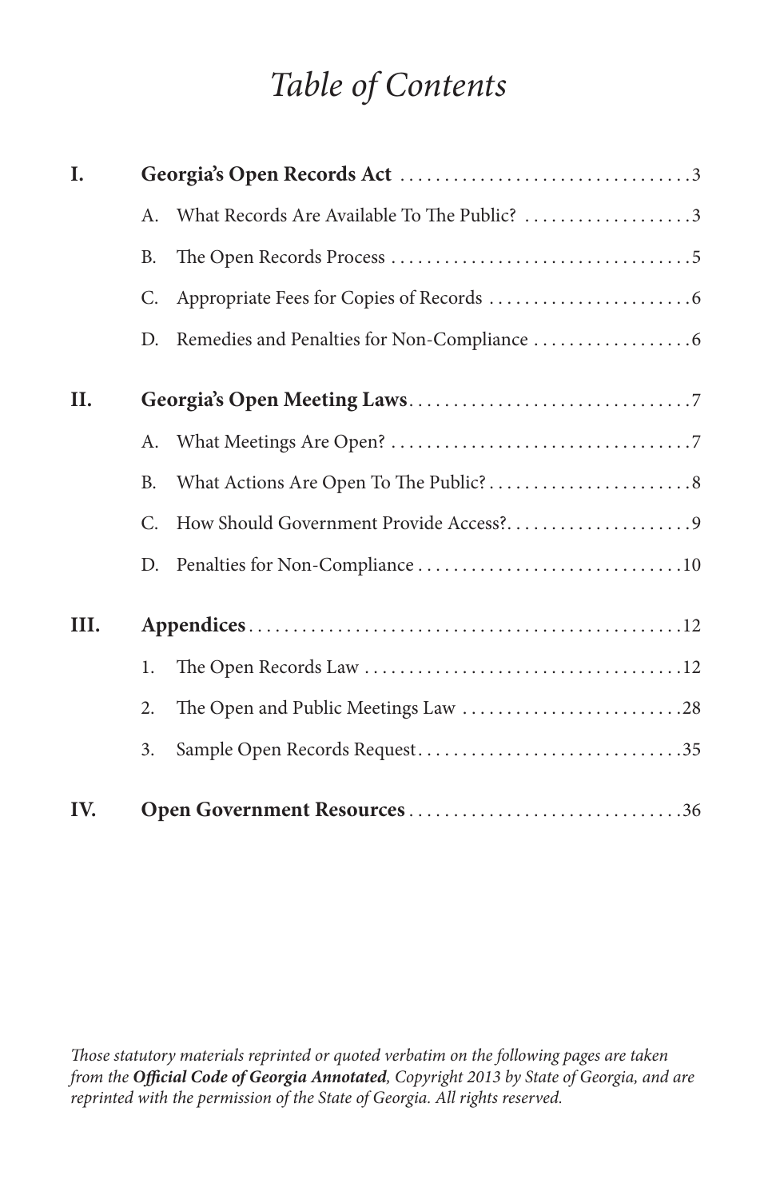# *Table of Contents*

**I. Georgia's Open Records Act** .................................. 3

- A. What Records Are Available To The Public? .................. 3
- B. The Open Records Process .................................. 5
- C. Appropriate Fees for Copies of Records ...................... 6
- D. Remedies and Penalties for Non-Compliance ................... 6

**II. Georgia's Open Meeting Laws** .................................. 7

- A. What Meetings Are Open? .................................. 7
- B. What Actions Are Open To The Public? ....................... 8
- C. How Should Government Provide Access? ...................... 9
- D. Penalties for Non-Compliance .............................. 10

**III. Appendices** .................................................. 12

1. The Open Records Law ......................................... 12
2. The Open and Public Meetings Law ............................. 28
3. Sample Open Records Request .................................. 35

**IV. Open Government Resources** ................................... 36

*Those statutory materials reprinted or quoted verbatim on the following pages are taken from the **Official Code of Georgia Annotated**, Copyright 2013 by State of Georgia, and are reprinted with the permission of the State of Georgia. All rights reserved.*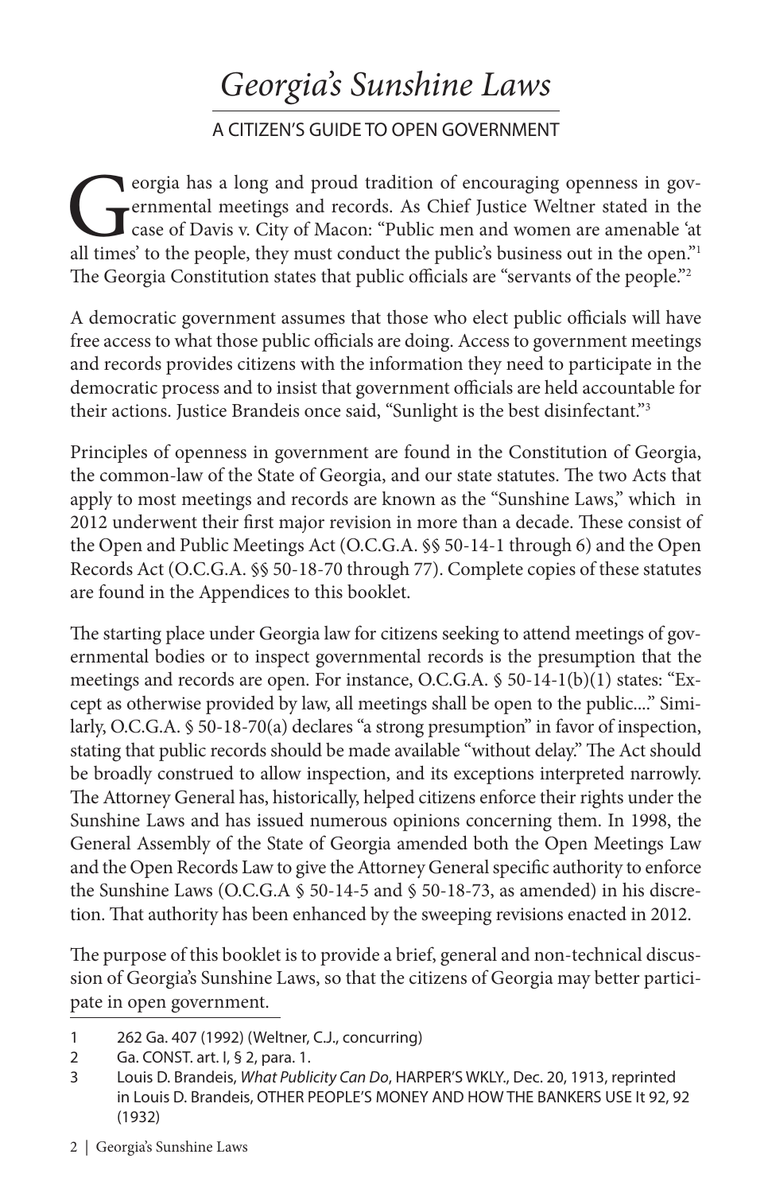# *Georgia's Sunshine Laws*

## A CITIZEN'S GUIDE TO OPEN GOVERNMENT

Georgia has a long and proud tradition of encouraging openness in governmental meetings and records. As Chief Justice Weltner stated in the case of Davis v. City of Macon: "Public men and women are amenable 'at all times' to the people, they must conduct the public's business out in the open."[1] The Georgia Constitution states that public officials are "servants of the people."[2]

A democratic government assumes that those who elect public officials will have free access to what those public officials are doing. Access to government meetings and records provides citizens with the information they need to participate in the democratic process and to insist that government officials are held accountable for their actions. Justice Brandeis once said, "Sunlight is the best disinfectant."[3]

Principles of openness in government are found in the Constitution of Georgia, the common-law of the State of Georgia, and our state statutes. The two Acts that apply to most meetings and records are known as the "Sunshine Laws," which in 2012 underwent their first major revision in more than a decade. These consist of the Open and Public Meetings Act (O.C.G.A. §§ 50-14-1 through 6) and the Open Records Act (O.C.G.A. §§ 50-18-70 through 77). Complete copies of these statutes are found in the Appendices to this booklet.

The starting place under Georgia law for citizens seeking to attend meetings of governmental bodies or to inspect governmental records is the presumption that the meetings and records are open. For instance, O.C.G.A. § 50-14-1(b)(1) states: "Except as otherwise provided by law, all meetings shall be open to the public...." Similarly, O.C.G.A. § 50-18-70(a) declares "a strong presumption" in favor of inspection, stating that public records should be made available "without delay." The Act should be broadly construed to allow inspection, and its exceptions interpreted narrowly. The Attorney General has, historically, helped citizens enforce their rights under the Sunshine Laws and has issued numerous opinions concerning them. In 1998, the General Assembly of the State of Georgia amended both the Open Meetings Law and the Open Records Law to give the Attorney General specific authority to enforce the Sunshine Laws (O.C.G.A § 50-14-5 and § 50-18-73, as amended) in his discretion. That authority has been enhanced by the sweeping revisions enacted in 2012.

The purpose of this booklet is to provide a brief, general and non-technical discussion of Georgia's Sunshine Laws, so that the citizens of Georgia may better participate in open government.

---

1 262 Ga. 407 (1992) (Weltner, C.J., concurring)

2 Ga. CONST. art. I, § 2, para. 1.

3 Louis D. Brandeis, *What Publicity Can Do*, HARPER'S WKLY., Dec. 20, 1913, reprinted in Louis D. Brandeis, OTHER PEOPLE'S MONEY AND HOW THE BANKERS USE It 92, 92 (1932)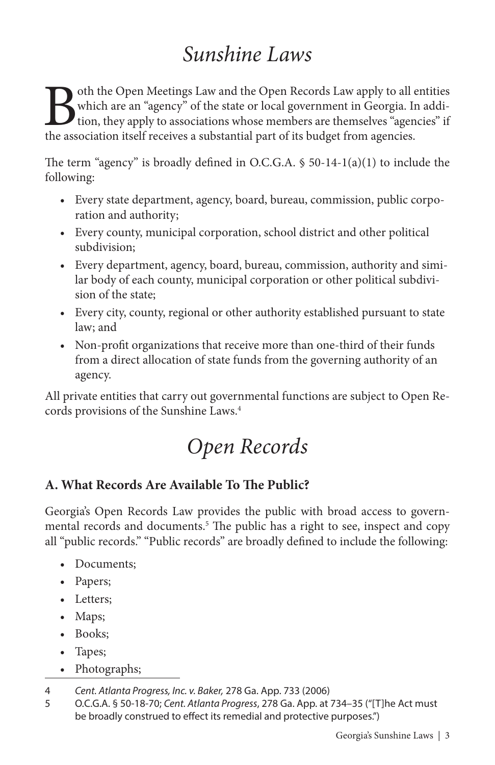# *Sunshine Laws*

Both the Open Meetings Law and the Open Records Law apply to all entities which are an "agency" of the state or local government in Georgia. In addition, they apply to associations whose members are themselves "agencies" if the association itself receives a substantial part of its budget from agencies.

The term "agency" is broadly defined in O.C.G.A. § 50-14-1(a)(1) to include the following:

- Every state department, agency, board, bureau, commission, public corporation and authority;
- Every county, municipal corporation, school district and other political subdivision;
- Every department, agency, board, bureau, commission, authority and similar body of each county, municipal corporation or other political subdivision of the state;
- Every city, county, regional or other authority established pursuant to state law; and
- Non-profit organizations that receive more than one-third of their funds from a direct allocation of state funds from the governing authority of an agency.

All private entities that carry out governmental functions are subject to Open Records provisions of the Sunshine Laws.[4]

# *Open Records*

### A. What Records Are Available To The Public?

Georgia's Open Records Law provides the public with broad access to governmental records and documents.[5] The public has a right to see, inspect and copy all "public records." "Public records" are broadly defined to include the following:

- Documents;
- Papers;
- Letters;
- Maps;
- Books;
- Tapes;
- Photographs;

---

4 *Cent. Atlanta Progress, Inc. v. Baker,* 278 Ga. App. 733 (2006)

5 O.C.G.A. § 50-18-70; *Cent. Atlanta Progress*, 278 Ga. App. at 734–35 ("[T]he Act must be broadly construed to effect its remedial and protective purposes.")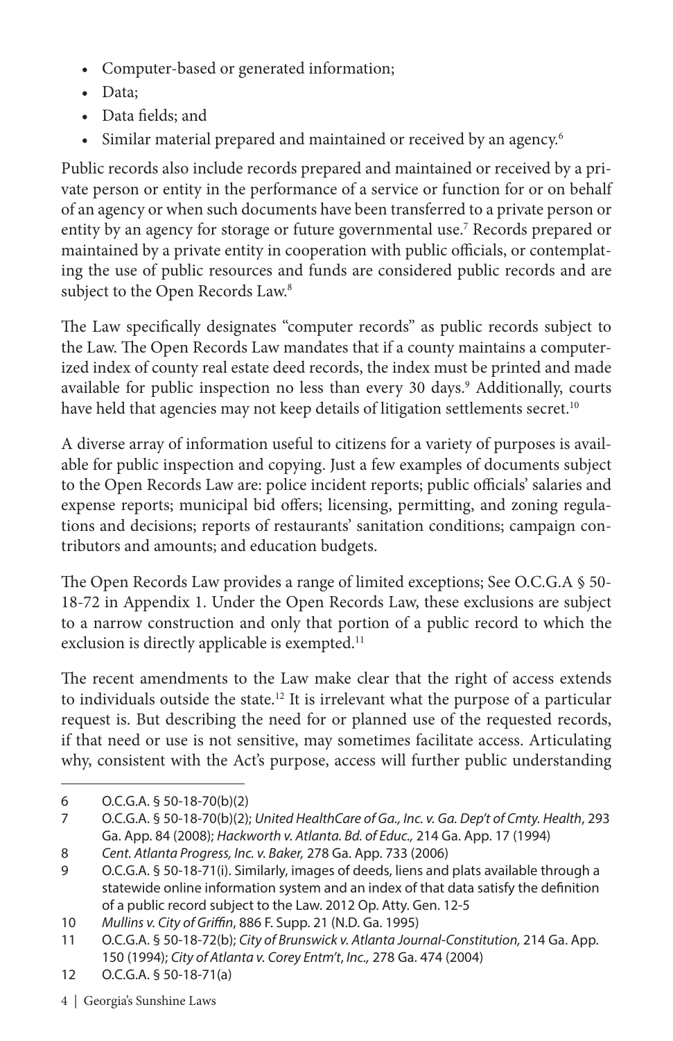- Computer-based or generated information;
- Data;
- Data fields; and
- Similar material prepared and maintained or received by an agency.[6]

Public records also include records prepared and maintained or received by a private person or entity in the performance of a service or function for or on behalf of an agency or when such documents have been transferred to a private person or entity by an agency for storage or future governmental use.[7] Records prepared or maintained by a private entity in cooperation with public officials, or contemplating the use of public resources and funds are considered public records and are subject to the Open Records Law.[8]

The Law specifically designates "computer records" as public records subject to the Law. The Open Records Law mandates that if a county maintains a computerized index of county real estate deed records, the index must be printed and made available for public inspection no less than every 30 days.[9] Additionally, courts have held that agencies may not keep details of litigation settlements secret.[10]

A diverse array of information useful to citizens for a variety of purposes is available for public inspection and copying. Just a few examples of documents subject to the Open Records Law are: police incident reports; public officials' salaries and expense reports; municipal bid offers; licensing, permitting, and zoning regulations and decisions; reports of restaurants' sanitation conditions; campaign contributors and amounts; and education budgets.

The Open Records Law provides a range of limited exceptions; See O.C.G.A § 50-18-72 in Appendix 1. Under the Open Records Law, these exclusions are subject to a narrow construction and only that portion of a public record to which the exclusion is directly applicable is exempted.[11]

The recent amendments to the Law make clear that the right of access extends to individuals outside the state.[12] It is irrelevant what the purpose of a particular request is. But describing the need for or planned use of the requested records, if that need or use is not sensitive, may sometimes facilitate access. Articulating why, consistent with the Act's purpose, access will further public understanding

---

6 O.C.G.A. § 50-18-70(b)(2)

7 O.C.G.A. § 50-18-70(b)(2); *United HealthCare of Ga., Inc. v. Ga. Dep't of Cmty. Health*, 293 Ga. App. 84 (2008); *Hackworth v. Atlanta. Bd. of Educ.,* 214 Ga. App. 17 (1994)

8 *Cent. Atlanta Progress, Inc. v. Baker,* 278 Ga. App. 733 (2006)

9 O.C.G.A. § 50-18-71(i). Similarly, images of deeds, liens and plats available through a statewide online information system and an index of that data satisfy the definition of a public record subject to the Law. 2012 Op. Atty. Gen. 12-5

10 *Mullins v. City of Griffin*, 886 F. Supp. 21 (N.D. Ga. 1995)

11 O.C.G.A. § 50-18-72(b); *City of Brunswick v. Atlanta Journal-Constitution,* 214 Ga. App. 150 (1994); *City of Atlanta v. Corey Entm't, Inc.,* 278 Ga. 474 (2004)

12 O.C.G.A. § 50-18-71(a)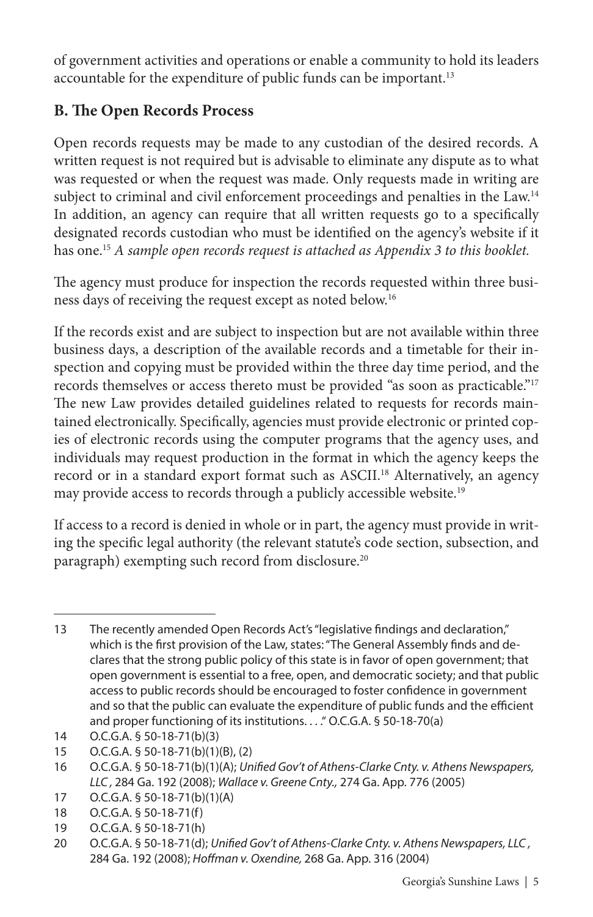of government activities and operations or enable a community to hold its leaders accountable for the expenditure of public funds can be important.[13]

## B. The Open Records Process

Open records requests may be made to any custodian of the desired records. A written request is not required but is advisable to eliminate any dispute as to what was requested or when the request was made. Only requests made in writing are subject to criminal and civil enforcement proceedings and penalties in the Law.[14] In addition, an agency can require that all written requests go to a specifically designated records custodian who must be identified on the agency's website if it has one.[15] *A sample open records request is attached as Appendix 3 to this booklet.*

The agency must produce for inspection the records requested within three business days of receiving the request except as noted below.[16]

If the records exist and are subject to inspection but are not available within three business days, a description of the available records and a timetable for their inspection and copying must be provided within the three day time period, and the records themselves or access thereto must be provided "as soon as practicable."[17] The new Law provides detailed guidelines related to requests for records maintained electronically. Specifically, agencies must provide electronic or printed copies of electronic records using the computer programs that the agency uses, and individuals may request production in the format in which the agency keeps the record or in a standard export format such as ASCII.[18] Alternatively, an agency may provide access to records through a publicly accessible website.[19]

If access to a record is denied in whole or in part, the agency must provide in writing the specific legal authority (the relevant statute's code section, subsection, and paragraph) exempting such record from disclosure.[20]

---

13 The recently amended Open Records Act's "legislative findings and declaration," which is the first provision of the Law, states: "The General Assembly finds and declares that the strong public policy of this state is in favor of open government; that open government is essential to a free, open, and democratic society; and that public access to public records should be encouraged to foster confidence in government and so that the public can evaluate the expenditure of public funds and the efficient and proper functioning of its institutions. . . ." O.C.G.A. § 50-18-70(a)

14 O.C.G.A. § 50-18-71(b)(3)

15 O.C.G.A. § 50-18-71(b)(1)(B), (2)

16 O.C.G.A. § 50-18-71(b)(1)(A); *Unified Gov't of Athens-Clarke Cnty. v. Athens Newspapers, LLC*, 284 Ga. 192 (2008); *Wallace v. Greene Cnty.,* 274 Ga. App. 776 (2005)

17 O.C.G.A. § 50-18-71(b)(1)(A)

18 O.C.G.A. § 50-18-71(f)

19 O.C.G.A. § 50-18-71(h)

20 O.C.G.A. § 50-18-71(d); *Unified Gov't of Athens-Clarke Cnty. v. Athens Newspapers, LLC*, 284 Ga. 192 (2008); *Hoffman v. Oxendine,* 268 Ga. App. 316 (2004)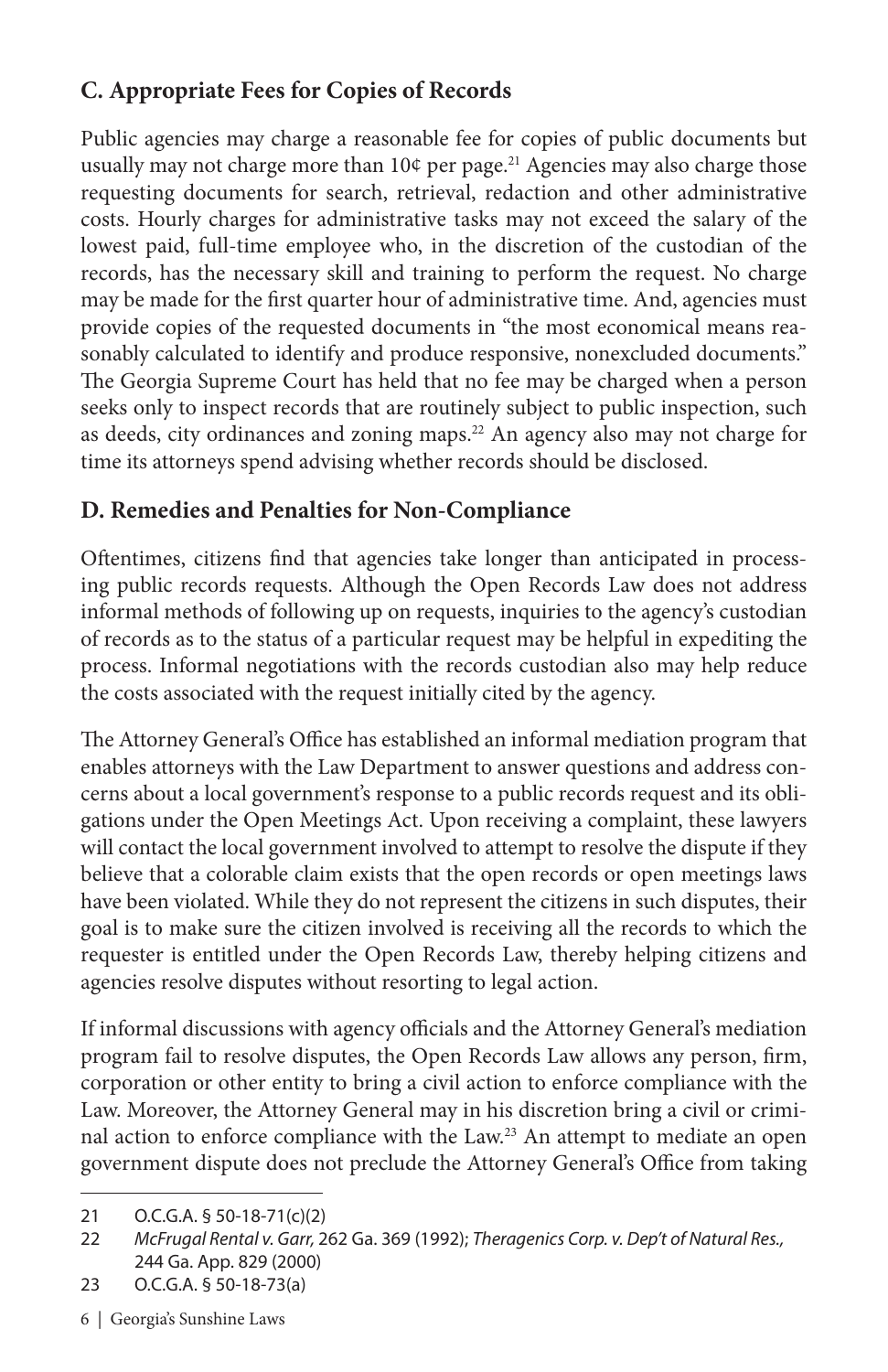## C. Appropriate Fees for Copies of Records

Public agencies may charge a reasonable fee for copies of public documents but usually may not charge more than 10¢ per page.[21] Agencies may also charge those requesting documents for search, retrieval, redaction and other administrative costs. Hourly charges for administrative tasks may not exceed the salary of the lowest paid, full-time employee who, in the discretion of the custodian of the records, has the necessary skill and training to perform the request. No charge may be made for the first quarter hour of administrative time. And, agencies must provide copies of the requested documents in "the most economical means reasonably calculated to identify and produce responsive, nonexcluded documents." The Georgia Supreme Court has held that no fee may be charged when a person seeks only to inspect records that are routinely subject to public inspection, such as deeds, city ordinances and zoning maps.[22] An agency also may not charge for time its attorneys spend advising whether records should be disclosed.

## D. Remedies and Penalties for Non-Compliance

Oftentimes, citizens find that agencies take longer than anticipated in processing public records requests. Although the Open Records Law does not address informal methods of following up on requests, inquiries to the agency's custodian of records as to the status of a particular request may be helpful in expediting the process. Informal negotiations with the records custodian also may help reduce the costs associated with the request initially cited by the agency.

The Attorney General's Office has established an informal mediation program that enables attorneys with the Law Department to answer questions and address concerns about a local government's response to a public records request and its obligations under the Open Meetings Act. Upon receiving a complaint, these lawyers will contact the local government involved to attempt to resolve the dispute if they believe that a colorable claim exists that the open records or open meetings laws have been violated. While they do not represent the citizens in such disputes, their goal is to make sure the citizen involved is receiving all the records to which the requester is entitled under the Open Records Law, thereby helping citizens and agencies resolve disputes without resorting to legal action.

If informal discussions with agency officials and the Attorney General's mediation program fail to resolve disputes, the Open Records Law allows any person, firm, corporation or other entity to bring a civil action to enforce compliance with the Law. Moreover, the Attorney General may in his discretion bring a civil or criminal action to enforce compliance with the Law.[23] An attempt to mediate an open government dispute does not preclude the Attorney General's Office from taking

---

21 O.C.G.A. § 50-18-71(c)(2)

22 *McFrugal Rental v. Garr,* 262 Ga. 369 (1992); *Theragenics Corp. v. Dep't of Natural Res.,* 244 Ga. App. 829 (2000)

23 O.C.G.A. § 50-18-73(a)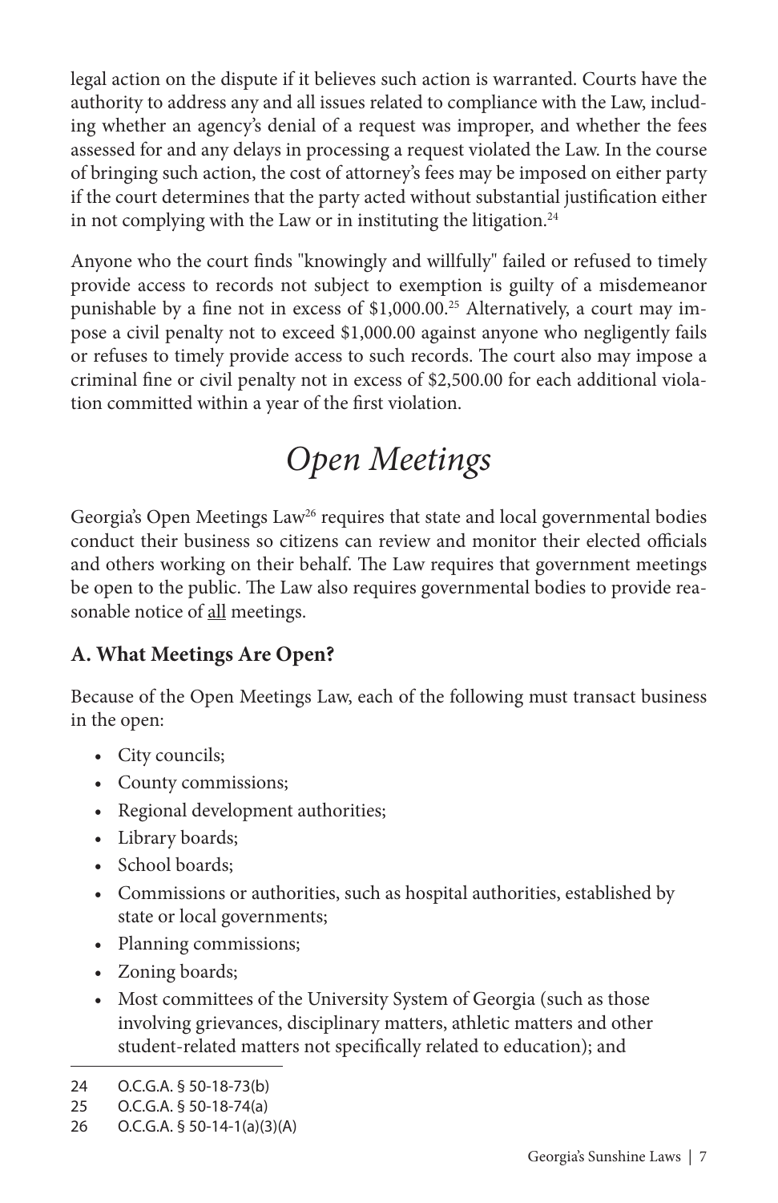legal action on the dispute if it believes such action is warranted. Courts have the authority to address any and all issues related to compliance with the Law, including whether an agency's denial of a request was improper, and whether the fees assessed for and any delays in processing a request violated the Law. In the course of bringing such action, the cost of attorney's fees may be imposed on either party if the court determines that the party acted without substantial justification either in not complying with the Law or in instituting the litigation.[24]

Anyone who the court finds "knowingly and willfully" failed or refused to timely provide access to records not subject to exemption is guilty of a misdemeanor punishable by a fine not in excess of $1,000.00.[25] Alternatively, a court may impose a civil penalty not to exceed $1,000.00 against anyone who negligently fails or refuses to timely provide access to such records. The court also may impose a criminal fine or civil penalty not in excess of $2,500.00 for each additional violation committed within a year of the first violation.

# *Open Meetings*

Georgia's Open Meetings Law[26] requires that state and local governmental bodies conduct their business so citizens can review and monitor their elected officials and others working on their behalf. The Law requires that government meetings be open to the public. The Law also requires governmental bodies to provide reasonable notice of <u>all</u> meetings.

### A. What Meetings Are Open?

Because of the Open Meetings Law, each of the following must transact business in the open:

- City councils;
- County commissions;
- Regional development authorities;
- Library boards;
- School boards;
- Commissions or authorities, such as hospital authorities, established by state or local governments;
- Planning commissions;
- Zoning boards;
- Most committees of the University System of Georgia (such as those involving grievances, disciplinary matters, athletic matters and other student-related matters not specifically related to education); and

---

24 O.C.G.A. § 50-18-73(b)

25 O.C.G.A. § 50-18-74(a)

26 O.C.G.A. § 50-14-1(a)(3)(A)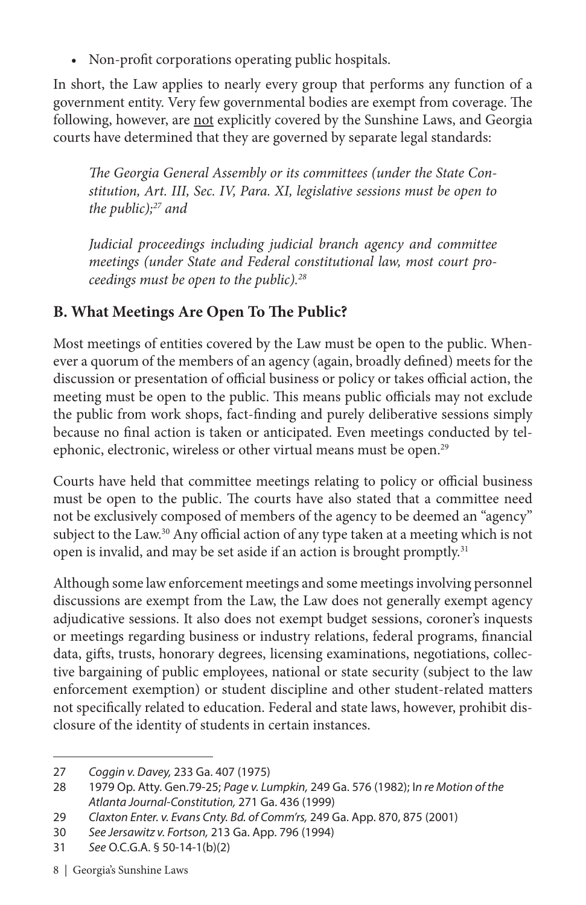- Non-profit corporations operating public hospitals.

In short, the Law applies to nearly every group that performs any function of a government entity. Very few governmental bodies are exempt from coverage. The following, however, are <u>not</u> explicitly covered by the Sunshine Laws, and Georgia courts have determined that they are governed by separate legal standards:

> *The Georgia General Assembly or its committees (under the State Constitution, Art. III, Sec. IV, Para. XI, legislative sessions must be open to the public);*[27] *and*
>
> *Judicial proceedings including judicial branch agency and committee meetings (under State and Federal constitutional law, most court proceedings must be open to the public).*[28]

## B. What Meetings Are Open To The Public?

Most meetings of entities covered by the Law must be open to the public. Whenever a quorum of the members of an agency (again, broadly defined) meets for the discussion or presentation of official business or policy or takes official action, the meeting must be open to the public. This means public officials may not exclude the public from work shops, fact-finding and purely deliberative sessions simply because no final action is taken or anticipated. Even meetings conducted by telephonic, electronic, wireless or other virtual means must be open.[29]

Courts have held that committee meetings relating to policy or official business must be open to the public. The courts have also stated that a committee need not be exclusively composed of members of the agency to be deemed an "agency" subject to the Law.[30] Any official action of any type taken at a meeting which is not open is invalid, and may be set aside if an action is brought promptly.[31]

Although some law enforcement meetings and some meetings involving personnel discussions are exempt from the Law, the Law does not generally exempt agency adjudicative sessions. It also does not exempt budget sessions, coroner's inquests or meetings regarding business or industry relations, federal programs, financial data, gifts, trusts, honorary degrees, licensing examinations, negotiations, collective bargaining of public employees, national or state security (subject to the law enforcement exemption) or student discipline and other student-related matters not specifically related to education. Federal and state laws, however, prohibit disclosure of the identity of students in certain instances.

---

27 *Coggin v. Davey,* 233 Ga. 407 (1975)

28 1979 Op. Atty. Gen.79-25; *Page v. Lumpkin,* 249 Ga. 576 (1982); I*n re Motion of the Atlanta Journal-Constitution,* 271 Ga. 436 (1999)

29 *Claxton Enter. v. Evans Cnty. Bd. of Comm'rs,* 249 Ga. App. 870, 875 (2001)

30 *See Jersawitz v. Fortson,* 213 Ga. App. 796 (1994)

31 *See* O.C.G.A. § 50-14-1(b)(2)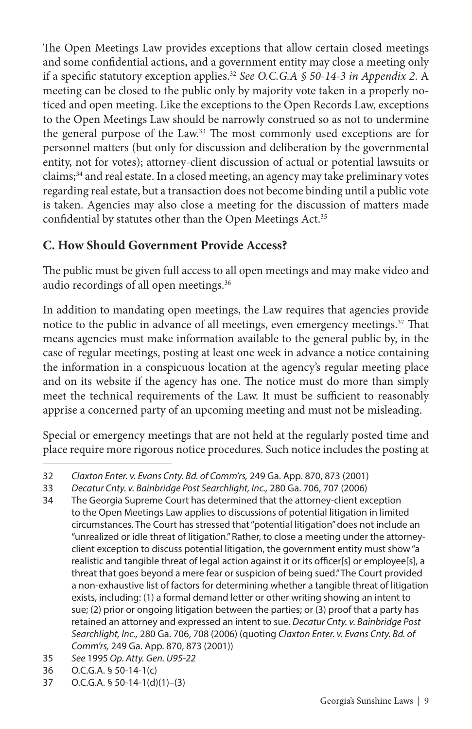The Open Meetings Law provides exceptions that allow certain closed meetings and some confidential actions, and a government entity may close a meeting only if a specific statutory exception applies.[32] *See O.C.G.A § 50-14-3 in Appendix 2*. A meeting can be closed to the public only by majority vote taken in a properly noticed and open meeting. Like the exceptions to the Open Records Law, exceptions to the Open Meetings Law should be narrowly construed so as not to undermine the general purpose of the Law.[33] The most commonly used exceptions are for personnel matters (but only for discussion and deliberation by the governmental entity, not for votes); attorney-client discussion of actual or potential lawsuits or claims;[34] and real estate. In a closed meeting, an agency may take preliminary votes regarding real estate, but a transaction does not become binding until a public vote is taken. Agencies may also close a meeting for the discussion of matters made confidential by statutes other than the Open Meetings Act.[35]

## C. How Should Government Provide Access?

The public must be given full access to all open meetings and may make video and audio recordings of all open meetings.[36]

In addition to mandating open meetings, the Law requires that agencies provide notice to the public in advance of all meetings, even emergency meetings.[37] That means agencies must make information available to the general public by, in the case of regular meetings, posting at least one week in advance a notice containing the information in a conspicuous location at the agency's regular meeting place and on its website if the agency has one. The notice must do more than simply meet the technical requirements of the Law. It must be sufficient to reasonably apprise a concerned party of an upcoming meeting and must not be misleading.

Special or emergency meetings that are not held at the regularly posted time and place require more rigorous notice procedures. Such notice includes the posting at

---

32 *Claxton Enter. v. Evans Cnty. Bd. of Comm'rs,* 249 Ga. App. 870, 873 (2001)

33 *Decatur Cnty. v. Bainbridge Post Searchlight, Inc.,* 280 Ga. 706, 707 (2006)

34 The Georgia Supreme Court has determined that the attorney-client exception to the Open Meetings Law applies to discussions of potential litigation in limited circumstances. The Court has stressed that "potential litigation" does not include an "unrealized or idle threat of litigation." Rather, to close a meeting under the attorney-client exception to discuss potential litigation, the government entity must show "a realistic and tangible threat of legal action against it or its officer[s] or employee[s], a threat that goes beyond a mere fear or suspicion of being sued." The Court provided a non-exhaustive list of factors for determining whether a tangible threat of litigation exists, including: (1) a formal demand letter or other writing showing an intent to sue; (2) prior or ongoing litigation between the parties; or (3) proof that a party has retained an attorney and expressed an intent to sue. *Decatur Cnty. v. Bainbridge Post Searchlight, Inc.,* 280 Ga. 706, 708 (2006) (quoting *Claxton Enter. v. Evans Cnty. Bd. of Comm'rs,* 249 Ga. App. 870, 873 (2001))

35 *See* 1995 *Op. Atty. Gen. U95-22*

36 O.C.G.A. § 50-14-1(c)

37 O.C.G.A. § 50-14-1(d)(1)–(3)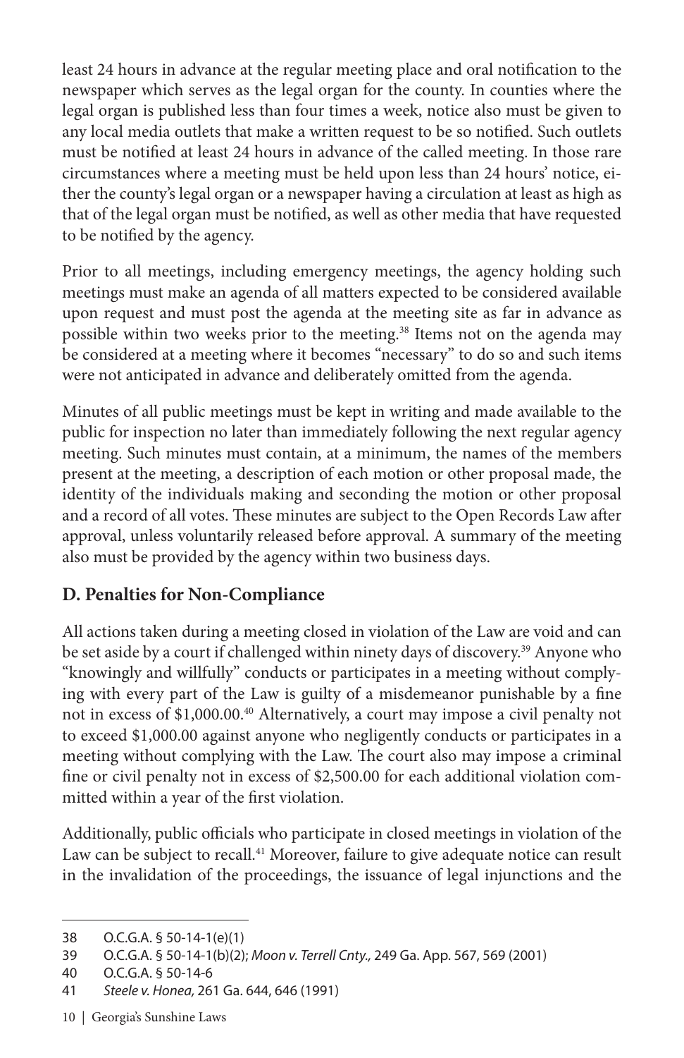least 24 hours in advance at the regular meeting place and oral notification to the newspaper which serves as the legal organ for the county. In counties where the legal organ is published less than four times a week, notice also must be given to any local media outlets that make a written request to be so notified. Such outlets must be notified at least 24 hours in advance of the called meeting. In those rare circumstances where a meeting must be held upon less than 24 hours' notice, either the county's legal organ or a newspaper having a circulation at least as high as that of the legal organ must be notified, as well as other media that have requested to be notified by the agency.

Prior to all meetings, including emergency meetings, the agency holding such meetings must make an agenda of all matters expected to be considered available upon request and must post the agenda at the meeting site as far in advance as possible within two weeks prior to the meeting.[38] Items not on the agenda may be considered at a meeting where it becomes "necessary" to do so and such items were not anticipated in advance and deliberately omitted from the agenda.

Minutes of all public meetings must be kept in writing and made available to the public for inspection no later than immediately following the next regular agency meeting. Such minutes must contain, at a minimum, the names of the members present at the meeting, a description of each motion or other proposal made, the identity of the individuals making and seconding the motion or other proposal and a record of all votes. These minutes are subject to the Open Records Law after approval, unless voluntarily released before approval. A summary of the meeting also must be provided by the agency within two business days.

## D. Penalties for Non-Compliance

All actions taken during a meeting closed in violation of the Law are void and can be set aside by a court if challenged within ninety days of discovery.[39] Anyone who "knowingly and willfully" conducts or participates in a meeting without complying with every part of the Law is guilty of a misdemeanor punishable by a fine not in excess of $1,000.00.[40] Alternatively, a court may impose a civil penalty not to exceed $1,000.00 against anyone who negligently conducts or participates in a meeting without complying with the Law. The court also may impose a criminal fine or civil penalty not in excess of $2,500.00 for each additional violation committed within a year of the first violation.

Additionally, public officials who participate in closed meetings in violation of the Law can be subject to recall.[41] Moreover, failure to give adequate notice can result in the invalidation of the proceedings, the issuance of legal injunctions and the

---

38 O.C.G.A. § 50-14-1(e)(1)

39 O.C.G.A. § 50-14-1(b)(2); *Moon v. Terrell Cnty.,* 249 Ga. App. 567, 569 (2001)

40 O.C.G.A. § 50-14-6

41 *Steele v. Honea,* 261 Ga. 644, 646 (1991)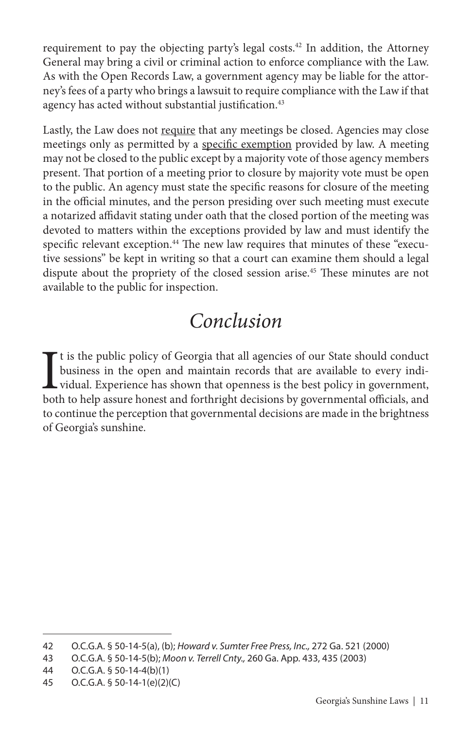requirement to pay the objecting party's legal costs.[42] In addition, the Attorney General may bring a civil or criminal action to enforce compliance with the Law. As with the Open Records Law, a government agency may be liable for the attorney's fees of a party who brings a lawsuit to require compliance with the Law if that agency has acted without substantial justification.[43]

Lastly, the Law does not <u>require</u> that any meetings be closed. Agencies may close meetings only as permitted by a <u>specific exemption</u> provided by law. A meeting may not be closed to the public except by a majority vote of those agency members present. That portion of a meeting prior to closure by majority vote must be open to the public. An agency must state the specific reasons for closure of the meeting in the official minutes, and the person presiding over such meeting must execute a notarized affidavit stating under oath that the closed portion of the meeting was devoted to matters within the exceptions provided by law and must identify the specific relevant exception.[44] The new law requires that minutes of these "executive sessions" be kept in writing so that a court can examine them should a legal dispute about the propriety of the closed session arise.[45] These minutes are not available to the public for inspection.

# *Conclusion*

It is the public policy of Georgia that all agencies of our State should conduct business in the open and maintain records that are available to every individual. Experience has shown that openness is the best policy in government, both to help assure honest and forthright decisions by governmental officials, and to continue the perception that governmental decisions are made in the brightness of Georgia's sunshine.

---

42 O.C.G.A. § 50-14-5(a), (b); *Howard v. Sumter Free Press, Inc.,* 272 Ga. 521 (2000)

43 O.C.G.A. § 50-14-5(b); *Moon v. Terrell Cnty.,* 260 Ga. App. 433, 435 (2003)

44 O.C.G.A. § 50-14-4(b)(1)

45 O.C.G.A. § 50-14-1(e)(2)(C)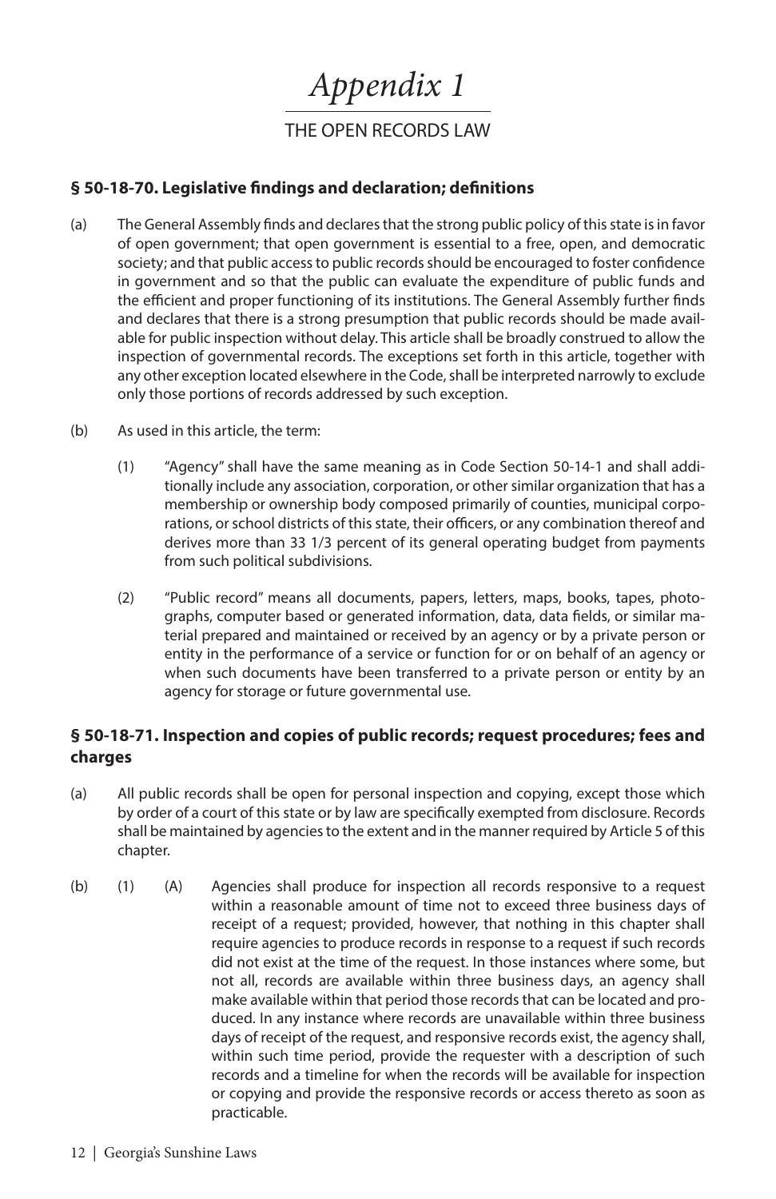# *Appendix 1*

## THE OPEN RECORDS LAW

### § 50-18-70. Legislative findings and declaration; definitions

(a) The General Assembly finds and declares that the strong public policy of this state is in favor of open government; that open government is essential to a free, open, and democratic society; and that public access to public records should be encouraged to foster confidence in government and so that the public can evaluate the expenditure of public funds and the efficient and proper functioning of its institutions. The General Assembly further finds and declares that there is a strong presumption that public records should be made available for public inspection without delay. This article shall be broadly construed to allow the inspection of governmental records. The exceptions set forth in this article, together with any other exception located elsewhere in the Code, shall be interpreted narrowly to exclude only those portions of records addressed by such exception.

(b) As used in this article, the term:

(1) "Agency" shall have the same meaning as in Code Section 50-14-1 and shall additionally include any association, corporation, or other similar organization that has a membership or ownership body composed primarily of counties, municipal corporations, or school districts of this state, their officers, or any combination thereof and derives more than 33 1/3 percent of its general operating budget from payments from such political subdivisions.

(2) "Public record" means all documents, papers, letters, maps, books, tapes, photographs, computer based or generated information, data, data fields, or similar material prepared and maintained or received by an agency or by a private person or entity in the performance of a service or function for or on behalf of an agency or when such documents have been transferred to a private person or entity by an agency for storage or future governmental use.

### § 50-18-71. Inspection and copies of public records; request procedures; fees and charges

(a) All public records shall be open for personal inspection and copying, except those which by order of a court of this state or by law are specifically exempted from disclosure. Records shall be maintained by agencies to the extent and in the manner required by Article 5 of this chapter.

(b) (1) (A) Agencies shall produce for inspection all records responsive to a request within a reasonable amount of time not to exceed three business days of receipt of a request; provided, however, that nothing in this chapter shall require agencies to produce records in response to a request if such records did not exist at the time of the request. In those instances where some, but not all, records are available within three business days, an agency shall make available within that period those records that can be located and produced. In any instance where records are unavailable within three business days of receipt of the request, and responsive records exist, the agency shall, within such time period, provide the requester with a description of such records and a timeline for when the records will be available for inspection or copying and provide the responsive records or access thereto as soon as practicable.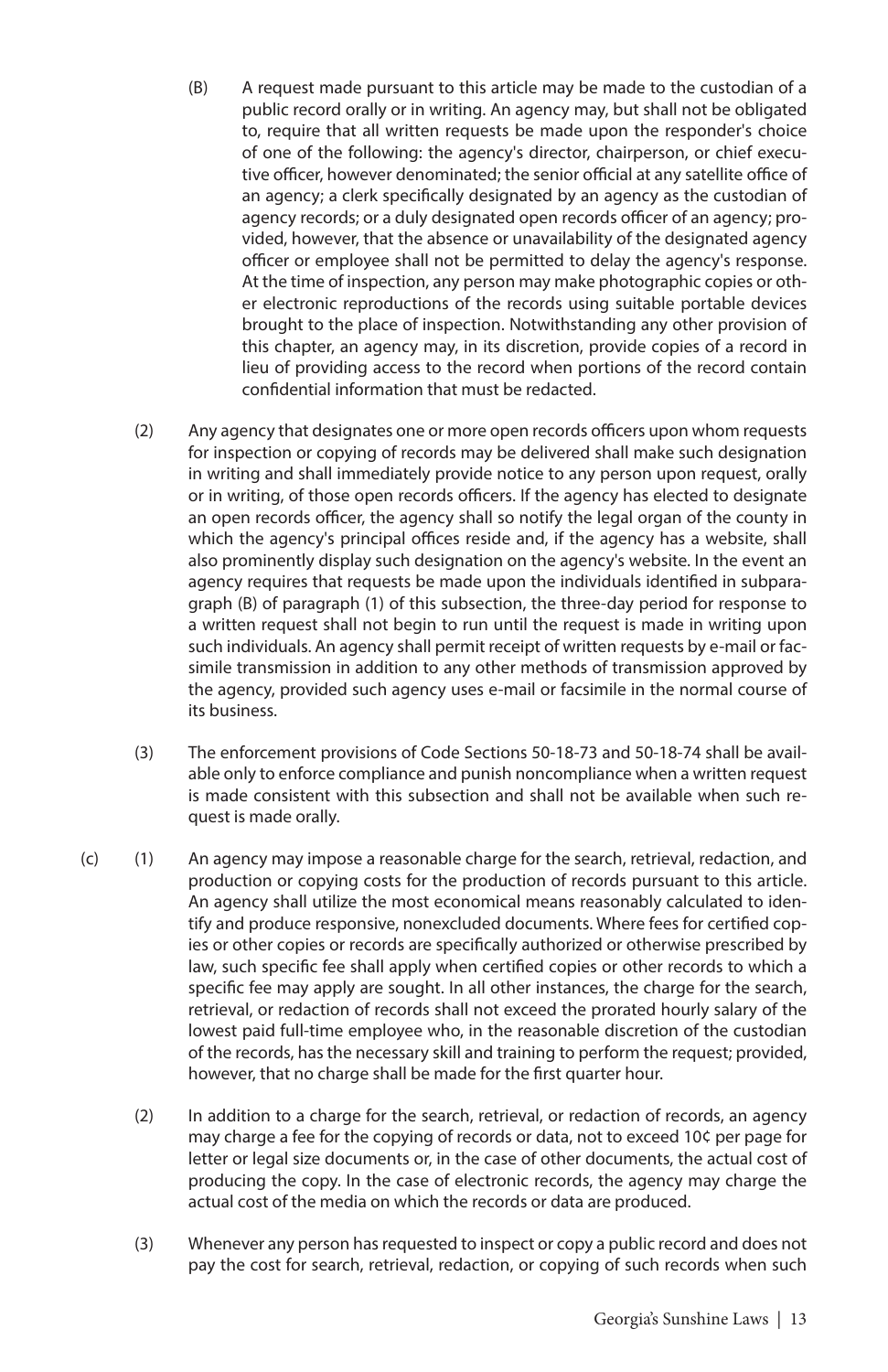(B) A request made pursuant to this article may be made to the custodian of a public record orally or in writing. An agency may, but shall not be obligated to, require that all written requests be made upon the responder's choice of one of the following: the agency's director, chairperson, or chief executive officer, however denominated; the senior official at any satellite office of an agency; a clerk specifically designated by an agency as the custodian of agency records; or a duly designated open records officer of an agency; provided, however, that the absence or unavailability of the designated agency officer or employee shall not be permitted to delay the agency's response. At the time of inspection, any person may make photographic copies or other electronic reproductions of the records using suitable portable devices brought to the place of inspection. Notwithstanding any other provision of this chapter, an agency may, in its discretion, provide copies of a record in lieu of providing access to the record when portions of the record contain confidential information that must be redacted.

(2) Any agency that designates one or more open records officers upon whom requests for inspection or copying of records may be delivered shall make such designation in writing and shall immediately provide notice to any person upon request, orally or in writing, of those open records officers. If the agency has elected to designate an open records officer, the agency shall so notify the legal organ of the county in which the agency's principal offices reside and, if the agency has a website, shall also prominently display such designation on the agency's website. In the event an agency requires that requests be made upon the individuals identified in subparagraph (B) of paragraph (1) of this subsection, the three-day period for response to a written request shall not begin to run until the request is made in writing upon such individuals. An agency shall permit receipt of written requests by e-mail or facsimile transmission in addition to any other methods of transmission approved by the agency, provided such agency uses e-mail or facsimile in the normal course of its business.

(3) The enforcement provisions of Code Sections 50-18-73 and 50-18-74 shall be available only to enforce compliance and punish noncompliance when a written request is made consistent with this subsection and shall not be available when such request is made orally.

(c) (1) An agency may impose a reasonable charge for the search, retrieval, redaction, and production or copying costs for the production of records pursuant to this article. An agency shall utilize the most economical means reasonably calculated to identify and produce responsive, nonexcluded documents. Where fees for certified copies or other copies or records are specifically authorized or otherwise prescribed by law, such specific fee shall apply when certified copies or other records to which a specific fee may apply are sought. In all other instances, the charge for the search, retrieval, or redaction of records shall not exceed the prorated hourly salary of the lowest paid full-time employee who, in the reasonable discretion of the custodian of the records, has the necessary skill and training to perform the request; provided, however, that no charge shall be made for the first quarter hour.

(2) In addition to a charge for the search, retrieval, or redaction of records, an agency may charge a fee for the copying of records or data, not to exceed 10¢ per page for letter or legal size documents or, in the case of other documents, the actual cost of producing the copy. In the case of electronic records, the agency may charge the actual cost of the media on which the records or data are produced.

(3) Whenever any person has requested to inspect or copy a public record and does not pay the cost for search, retrieval, redaction, or copying of such records when such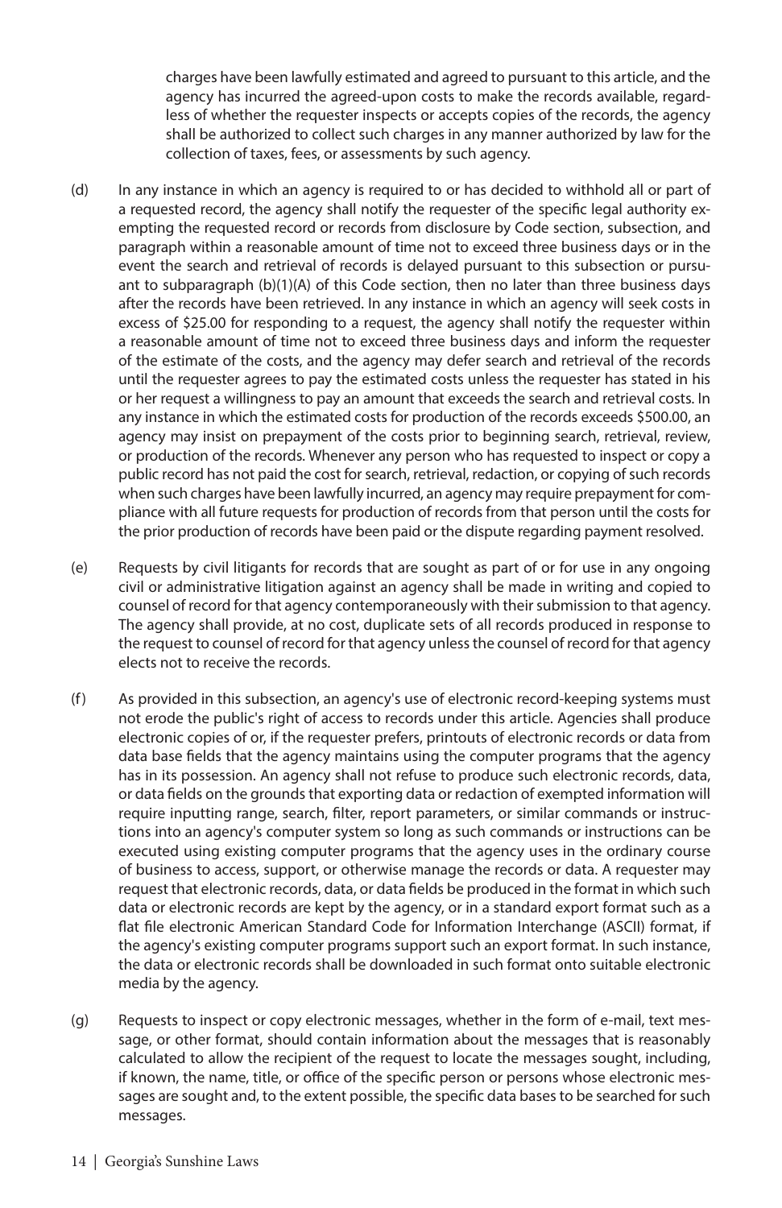charges have been lawfully estimated and agreed to pursuant to this article, and the agency has incurred the agreed-upon costs to make the records available, regardless of whether the requester inspects or accepts copies of the records, the agency shall be authorized to collect such charges in any manner authorized by law for the collection of taxes, fees, or assessments by such agency.

(d) In any instance in which an agency is required to or has decided to withhold all or part of a requested record, the agency shall notify the requester of the specific legal authority exempting the requested record or records from disclosure by Code section, subsection, and paragraph within a reasonable amount of time not to exceed three business days or in the event the search and retrieval of records is delayed pursuant to this subsection or pursuant to subparagraph (b)(1)(A) of this Code section, then no later than three business days after the records have been retrieved. In any instance in which an agency will seek costs in excess of $25.00 for responding to a request, the agency shall notify the requester within a reasonable amount of time not to exceed three business days and inform the requester of the estimate of the costs, and the agency may defer search and retrieval of the records until the requester agrees to pay the estimated costs unless the requester has stated in his or her request a willingness to pay an amount that exceeds the search and retrieval costs. In any instance in which the estimated costs for production of the records exceeds $500.00, an agency may insist on prepayment of the costs prior to beginning search, retrieval, review, or production of the records. Whenever any person who has requested to inspect or copy a public record has not paid the cost for search, retrieval, redaction, or copying of such records when such charges have been lawfully incurred, an agency may require prepayment for compliance with all future requests for production of records from that person until the costs for the prior production of records have been paid or the dispute regarding payment resolved.

(e) Requests by civil litigants for records that are sought as part of or for use in any ongoing civil or administrative litigation against an agency shall be made in writing and copied to counsel of record for that agency contemporaneously with their submission to that agency. The agency shall provide, at no cost, duplicate sets of all records produced in response to the request to counsel of record for that agency unless the counsel of record for that agency elects not to receive the records.

(f) As provided in this subsection, an agency's use of electronic record-keeping systems must not erode the public's right of access to records under this article. Agencies shall produce electronic copies of or, if the requester prefers, printouts of electronic records or data from data base fields that the agency maintains using the computer programs that the agency has in its possession. An agency shall not refuse to produce such electronic records, data, or data fields on the grounds that exporting data or redaction of exempted information will require inputting range, search, filter, report parameters, or similar commands or instructions into an agency's computer system so long as such commands or instructions can be executed using existing computer programs that the agency uses in the ordinary course of business to access, support, or otherwise manage the records or data. A requester may request that electronic records, data, or data fields be produced in the format in which such data or electronic records are kept by the agency, or in a standard export format such as a flat file electronic American Standard Code for Information Interchange (ASCII) format, if the agency's existing computer programs support such an export format. In such instance, the data or electronic records shall be downloaded in such format onto suitable electronic media by the agency.

(g) Requests to inspect or copy electronic messages, whether in the form of e-mail, text message, or other format, should contain information about the messages that is reasonably calculated to allow the recipient of the request to locate the messages sought, including, if known, the name, title, or office of the specific person or persons whose electronic messages are sought and, to the extent possible, the specific data bases to be searched for such messages.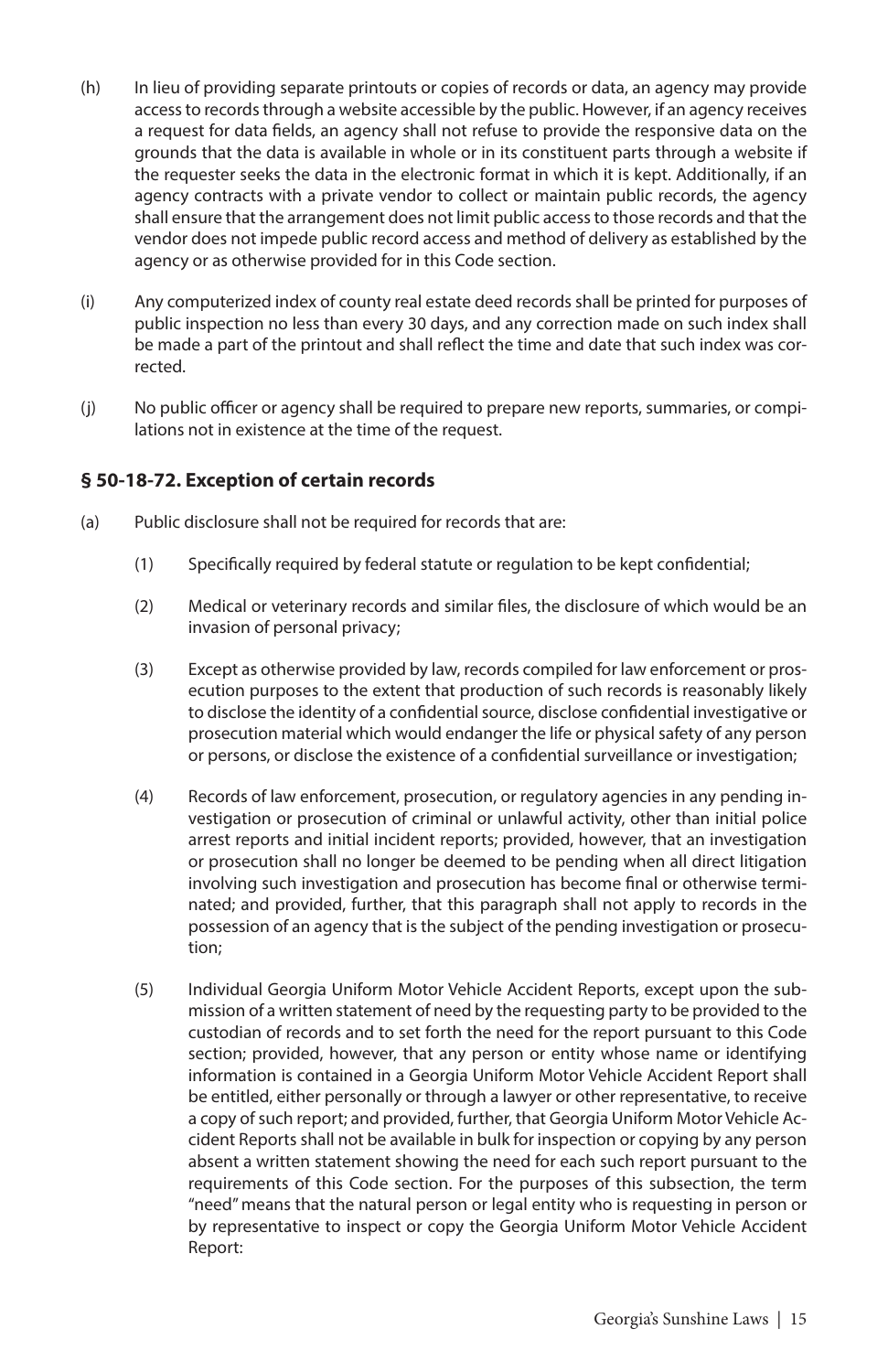(h) In lieu of providing separate printouts or copies of records or data, an agency may provide access to records through a website accessible by the public. However, if an agency receives a request for data fields, an agency shall not refuse to provide the responsive data on the grounds that the data is available in whole or in its constituent parts through a website if the requester seeks the data in the electronic format in which it is kept. Additionally, if an agency contracts with a private vendor to collect or maintain public records, the agency shall ensure that the arrangement does not limit public access to those records and that the vendor does not impede public record access and method of delivery as established by the agency or as otherwise provided for in this Code section.

(i) Any computerized index of county real estate deed records shall be printed for purposes of public inspection no less than every 30 days, and any correction made on such index shall be made a part of the printout and shall reflect the time and date that such index was corrected.

(j) No public officer or agency shall be required to prepare new reports, summaries, or compilations not in existence at the time of the request.

### § 50-18-72. Exception of certain records

(a) Public disclosure shall not be required for records that are:

(1) Specifically required by federal statute or regulation to be kept confidential;

(2) Medical or veterinary records and similar files, the disclosure of which would be an invasion of personal privacy;

(3) Except as otherwise provided by law, records compiled for law enforcement or prosecution purposes to the extent that production of such records is reasonably likely to disclose the identity of a confidential source, disclose confidential investigative or prosecution material which would endanger the life or physical safety of any person or persons, or disclose the existence of a confidential surveillance or investigation;

(4) Records of law enforcement, prosecution, or regulatory agencies in any pending investigation or prosecution of criminal or unlawful activity, other than initial police arrest reports and initial incident reports; provided, however, that an investigation or prosecution shall no longer be deemed to be pending when all direct litigation involving such investigation and prosecution has become final or otherwise terminated; and provided, further, that this paragraph shall not apply to records in the possession of an agency that is the subject of the pending investigation or prosecution;

(5) Individual Georgia Uniform Motor Vehicle Accident Reports, except upon the submission of a written statement of need by the requesting party to be provided to the custodian of records and to set forth the need for the report pursuant to this Code section; provided, however, that any person or entity whose name or identifying information is contained in a Georgia Uniform Motor Vehicle Accident Report shall be entitled, either personally or through a lawyer or other representative, to receive a copy of such report; and provided, further, that Georgia Uniform Motor Vehicle Accident Reports shall not be available in bulk for inspection or copying by any person absent a written statement showing the need for each such report pursuant to the requirements of this Code section. For the purposes of this subsection, the term "need" means that the natural person or legal entity who is requesting in person or by representative to inspect or copy the Georgia Uniform Motor Vehicle Accident Report: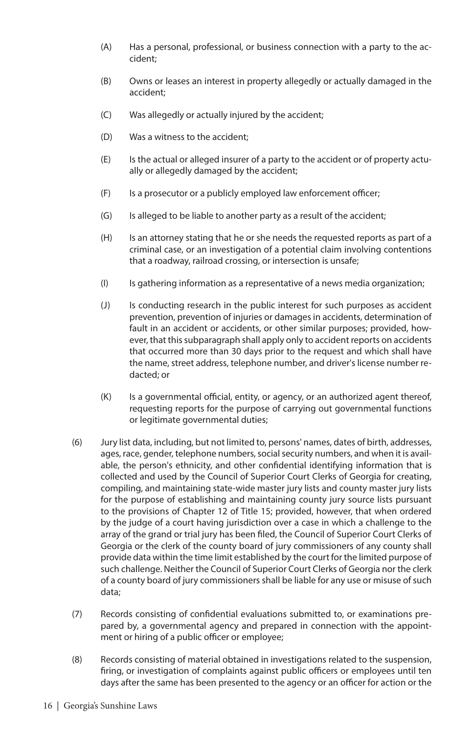(A) Has a personal, professional, or business connection with a party to the accident;

(B) Owns or leases an interest in property allegedly or actually damaged in the accident;

(C) Was allegedly or actually injured by the accident;

(D) Was a witness to the accident;

(E) Is the actual or alleged insurer of a party to the accident or of property actually or allegedly damaged by the accident;

(F) Is a prosecutor or a publicly employed law enforcement officer;

(G) Is alleged to be liable to another party as a result of the accident;

(H) Is an attorney stating that he or she needs the requested reports as part of a criminal case, or an investigation of a potential claim involving contentions that a roadway, railroad crossing, or intersection is unsafe;

(I) Is gathering information as a representative of a news media organization;

(J) Is conducting research in the public interest for such purposes as accident prevention, prevention of injuries or damages in accidents, determination of fault in an accident or accidents, or other similar purposes; provided, however, that this subparagraph shall apply only to accident reports on accidents that occurred more than 30 days prior to the request and which shall have the name, street address, telephone number, and driver's license number redacted; or

(K) Is a governmental official, entity, or agency, or an authorized agent thereof, requesting reports for the purpose of carrying out governmental functions or legitimate governmental duties;

(6) Jury list data, including, but not limited to, persons' names, dates of birth, addresses, ages, race, gender, telephone numbers, social security numbers, and when it is available, the person's ethnicity, and other confidential identifying information that is collected and used by the Council of Superior Court Clerks of Georgia for creating, compiling, and maintaining state-wide master jury lists and county master jury lists for the purpose of establishing and maintaining county jury source lists pursuant to the provisions of Chapter 12 of Title 15; provided, however, that when ordered by the judge of a court having jurisdiction over a case in which a challenge to the array of the grand or trial jury has been filed, the Council of Superior Court Clerks of Georgia or the clerk of the county board of jury commissioners of any county shall provide data within the time limit established by the court for the limited purpose of such challenge. Neither the Council of Superior Court Clerks of Georgia nor the clerk of a county board of jury commissioners shall be liable for any use or misuse of such data;

(7) Records consisting of confidential evaluations submitted to, or examinations prepared by, a governmental agency and prepared in connection with the appointment or hiring of a public officer or employee;

(8) Records consisting of material obtained in investigations related to the suspension, firing, or investigation of complaints against public officers or employees until ten days after the same has been presented to the agency or an officer for action or the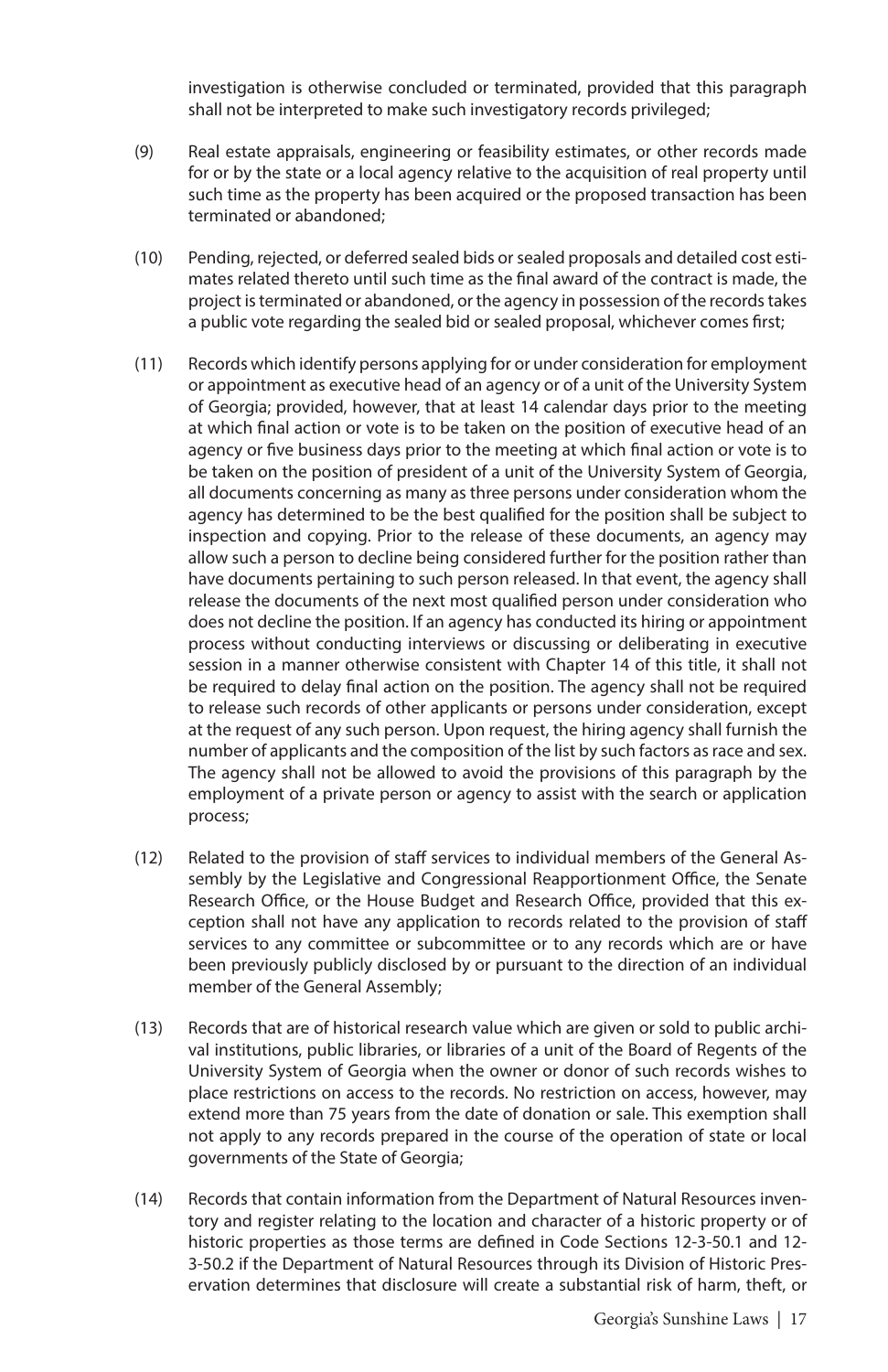investigation is otherwise concluded or terminated, provided that this paragraph shall not be interpreted to make such investigatory records privileged;

(9) Real estate appraisals, engineering or feasibility estimates, or other records made for or by the state or a local agency relative to the acquisition of real property until such time as the property has been acquired or the proposed transaction has been terminated or abandoned;

(10) Pending, rejected, or deferred sealed bids or sealed proposals and detailed cost estimates related thereto until such time as the final award of the contract is made, the project is terminated or abandoned, or the agency in possession of the records takes a public vote regarding the sealed bid or sealed proposal, whichever comes first;

(11) Records which identify persons applying for or under consideration for employment or appointment as executive head of an agency or of a unit of the University System of Georgia; provided, however, that at least 14 calendar days prior to the meeting at which final action or vote is to be taken on the position of executive head of an agency or five business days prior to the meeting at which final action or vote is to be taken on the position of president of a unit of the University System of Georgia, all documents concerning as many as three persons under consideration whom the agency has determined to be the best qualified for the position shall be subject to inspection and copying. Prior to the release of these documents, an agency may allow such a person to decline being considered further for the position rather than have documents pertaining to such person released. In that event, the agency shall release the documents of the next most qualified person under consideration who does not decline the position. If an agency has conducted its hiring or appointment process without conducting interviews or discussing or deliberating in executive session in a manner otherwise consistent with Chapter 14 of this title, it shall not be required to delay final action on the position. The agency shall not be required to release such records of other applicants or persons under consideration, except at the request of any such person. Upon request, the hiring agency shall furnish the number of applicants and the composition of the list by such factors as race and sex. The agency shall not be allowed to avoid the provisions of this paragraph by the employment of a private person or agency to assist with the search or application process;

(12) Related to the provision of staff services to individual members of the General Assembly by the Legislative and Congressional Reapportionment Office, the Senate Research Office, or the House Budget and Research Office, provided that this exception shall not have any application to records related to the provision of staff services to any committee or subcommittee or to any records which are or have been previously publicly disclosed by or pursuant to the direction of an individual member of the General Assembly;

(13) Records that are of historical research value which are given or sold to public archival institutions, public libraries, or libraries of a unit of the Board of Regents of the University System of Georgia when the owner or donor of such records wishes to place restrictions on access to the records. No restriction on access, however, may extend more than 75 years from the date of donation or sale. This exemption shall not apply to any records prepared in the course of the operation of state or local governments of the State of Georgia;

(14) Records that contain information from the Department of Natural Resources inventory and register relating to the location and character of a historic property or of historic properties as those terms are defined in Code Sections 12-3-50.1 and 12-3-50.2 if the Department of Natural Resources through its Division of Historic Preservation determines that disclosure will create a substantial risk of harm, theft, or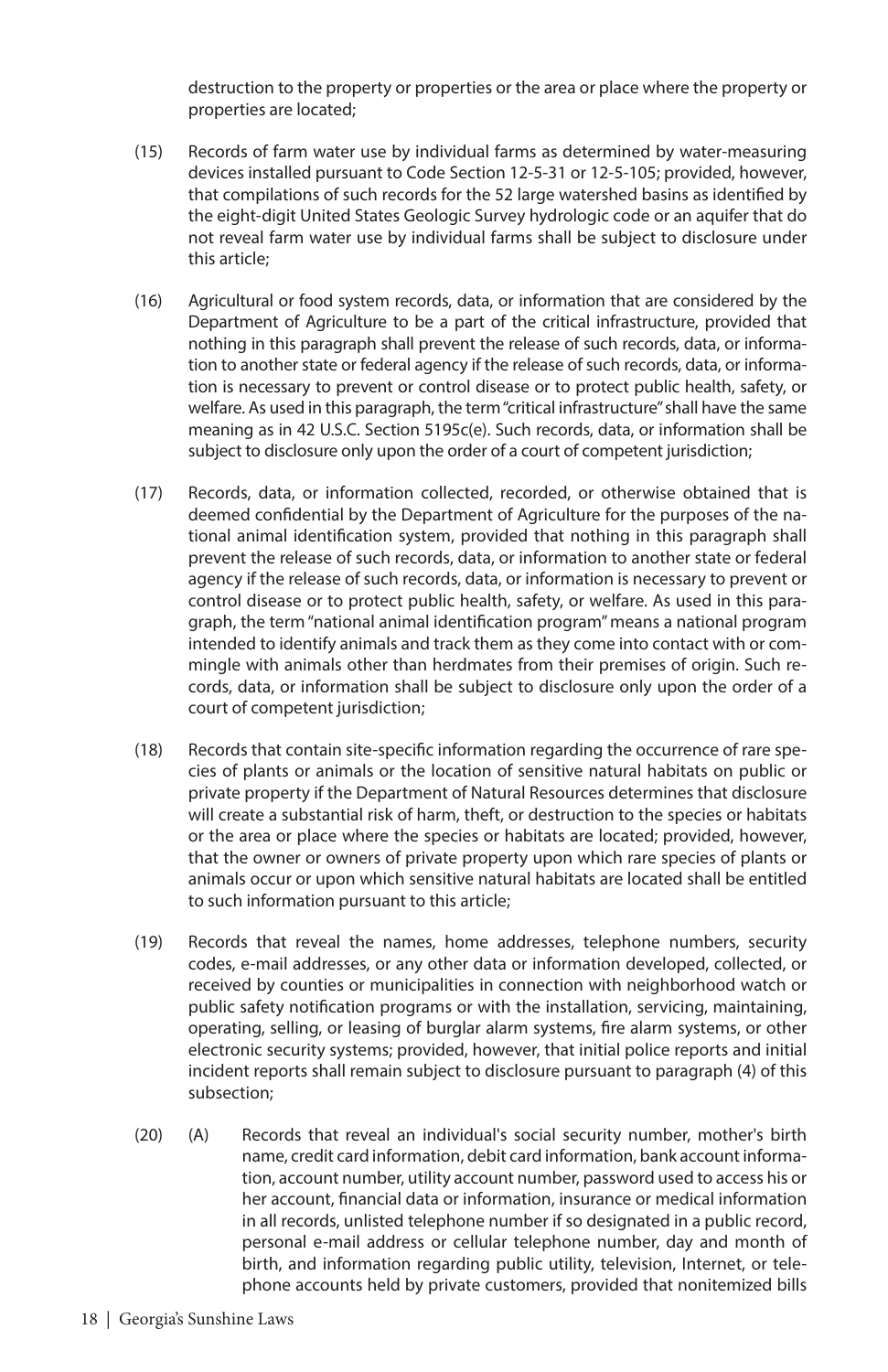destruction to the property or properties or the area or place where the property or properties are located;

(15) Records of farm water use by individual farms as determined by water-measuring devices installed pursuant to Code Section 12-5-31 or 12-5-105; provided, however, that compilations of such records for the 52 large watershed basins as identified by the eight-digit United States Geologic Survey hydrologic code or an aquifer that do not reveal farm water use by individual farms shall be subject to disclosure under this article;

(16) Agricultural or food system records, data, or information that are considered by the Department of Agriculture to be a part of the critical infrastructure, provided that nothing in this paragraph shall prevent the release of such records, data, or information to another state or federal agency if the release of such records, data, or information is necessary to prevent or control disease or to protect public health, safety, or welfare. As used in this paragraph, the term "critical infrastructure" shall have the same meaning as in 42 U.S.C. Section 5195c(e). Such records, data, or information shall be subject to disclosure only upon the order of a court of competent jurisdiction;

(17) Records, data, or information collected, recorded, or otherwise obtained that is deemed confidential by the Department of Agriculture for the purposes of the national animal identification system, provided that nothing in this paragraph shall prevent the release of such records, data, or information to another state or federal agency if the release of such records, data, or information is necessary to prevent or control disease or to protect public health, safety, or welfare. As used in this paragraph, the term "national animal identification program" means a national program intended to identify animals and track them as they come into contact with or commingle with animals other than herdmates from their premises of origin. Such records, data, or information shall be subject to disclosure only upon the order of a court of competent jurisdiction;

(18) Records that contain site-specific information regarding the occurrence of rare species of plants or animals or the location of sensitive natural habitats on public or private property if the Department of Natural Resources determines that disclosure will create a substantial risk of harm, theft, or destruction to the species or habitats or the area or place where the species or habitats are located; provided, however, that the owner or owners of private property upon which rare species of plants or animals occur or upon which sensitive natural habitats are located shall be entitled to such information pursuant to this article;

(19) Records that reveal the names, home addresses, telephone numbers, security codes, e-mail addresses, or any other data or information developed, collected, or received by counties or municipalities in connection with neighborhood watch or public safety notification programs or with the installation, servicing, maintaining, operating, selling, or leasing of burglar alarm systems, fire alarm systems, or other electronic security systems; provided, however, that initial police reports and initial incident reports shall remain subject to disclosure pursuant to paragraph (4) of this subsection;

(20) (A) Records that reveal an individual's social security number, mother's birth name, credit card information, debit card information, bank account information, account number, utility account number, password used to access his or her account, financial data or information, insurance or medical information in all records, unlisted telephone number if so designated in a public record, personal e-mail address or cellular telephone number, day and month of birth, and information regarding public utility, television, Internet, or telephone accounts held by private customers, provided that nonitemized bills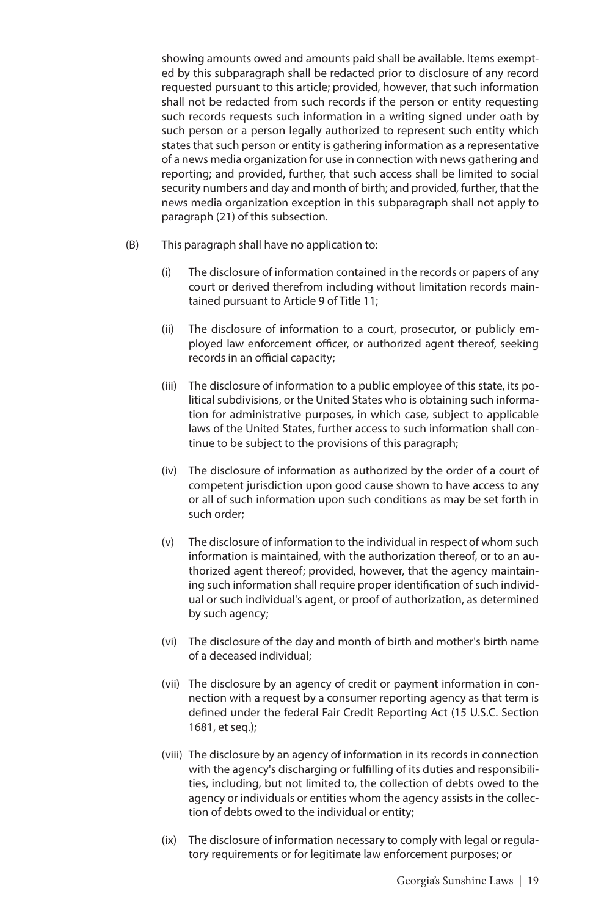showing amounts owed and amounts paid shall be available. Items exempted by this subparagraph shall be redacted prior to disclosure of any record requested pursuant to this article; provided, however, that such information shall not be redacted from such records if the person or entity requesting such records requests such information in a writing signed under oath by such person or a person legally authorized to represent such entity which states that such person or entity is gathering information as a representative of a news media organization for use in connection with news gathering and reporting; and provided, further, that such access shall be limited to social security numbers and day and month of birth; and provided, further, that the news media organization exception in this subparagraph shall not apply to paragraph (21) of this subsection.

(B) This paragraph shall have no application to:

(i) The disclosure of information contained in the records or papers of any court or derived therefrom including without limitation records maintained pursuant to Article 9 of Title 11;

(ii) The disclosure of information to a court, prosecutor, or publicly employed law enforcement officer, or authorized agent thereof, seeking records in an official capacity;

(iii) The disclosure of information to a public employee of this state, its political subdivisions, or the United States who is obtaining such information for administrative purposes, in which case, subject to applicable laws of the United States, further access to such information shall continue to be subject to the provisions of this paragraph;

(iv) The disclosure of information as authorized by the order of a court of competent jurisdiction upon good cause shown to have access to any or all of such information upon such conditions as may be set forth in such order;

(v) The disclosure of information to the individual in respect of whom such information is maintained, with the authorization thereof, or to an authorized agent thereof; provided, however, that the agency maintaining such information shall require proper identification of such individual or such individual's agent, or proof of authorization, as determined by such agency;

(vi) The disclosure of the day and month of birth and mother's birth name of a deceased individual;

(vii) The disclosure by an agency of credit or payment information in connection with a request by a consumer reporting agency as that term is defined under the federal Fair Credit Reporting Act (15 U.S.C. Section 1681, et seq.);

(viii) The disclosure by an agency of information in its records in connection with the agency's discharging or fulfilling of its duties and responsibilities, including, but not limited to, the collection of debts owed to the agency or individuals or entities whom the agency assists in the collection of debts owed to the individual or entity;

(ix) The disclosure of information necessary to comply with legal or regulatory requirements or for legitimate law enforcement purposes; or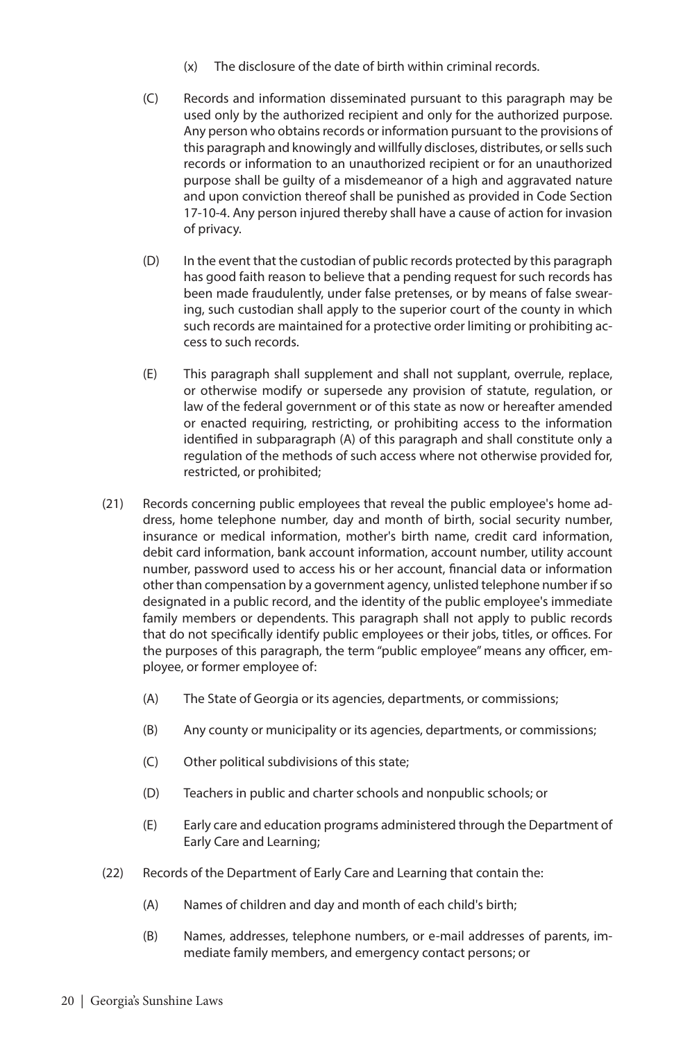(x) The disclosure of the date of birth within criminal records.

(C) Records and information disseminated pursuant to this paragraph may be used only by the authorized recipient and only for the authorized purpose. Any person who obtains records or information pursuant to the provisions of this paragraph and knowingly and willfully discloses, distributes, or sells such records or information to an unauthorized recipient or for an unauthorized purpose shall be guilty of a misdemeanor of a high and aggravated nature and upon conviction thereof shall be punished as provided in Code Section 17-10-4. Any person injured thereby shall have a cause of action for invasion of privacy.

(D) In the event that the custodian of public records protected by this paragraph has good faith reason to believe that a pending request for such records has been made fraudulently, under false pretenses, or by means of false swearing, such custodian shall apply to the superior court of the county in which such records are maintained for a protective order limiting or prohibiting access to such records.

(E) This paragraph shall supplement and shall not supplant, overrule, replace, or otherwise modify or supersede any provision of statute, regulation, or law of the federal government or of this state as now or hereafter amended or enacted requiring, restricting, or prohibiting access to the information identified in subparagraph (A) of this paragraph and shall constitute only a regulation of the methods of such access where not otherwise provided for, restricted, or prohibited;

(21) Records concerning public employees that reveal the public employee's home address, home telephone number, day and month of birth, social security number, insurance or medical information, mother's birth name, credit card information, debit card information, bank account information, account number, utility account number, password used to access his or her account, financial data or information other than compensation by a government agency, unlisted telephone number if so designated in a public record, and the identity of the public employee's immediate family members or dependents. This paragraph shall not apply to public records that do not specifically identify public employees or their jobs, titles, or offices. For the purposes of this paragraph, the term "public employee" means any officer, employee, or former employee of:

(A) The State of Georgia or its agencies, departments, or commissions;

(B) Any county or municipality or its agencies, departments, or commissions;

(C) Other political subdivisions of this state;

(D) Teachers in public and charter schools and nonpublic schools; or

(E) Early care and education programs administered through the Department of Early Care and Learning;

(22) Records of the Department of Early Care and Learning that contain the:

(A) Names of children and day and month of each child's birth;

(B) Names, addresses, telephone numbers, or e-mail addresses of parents, immediate family members, and emergency contact persons; or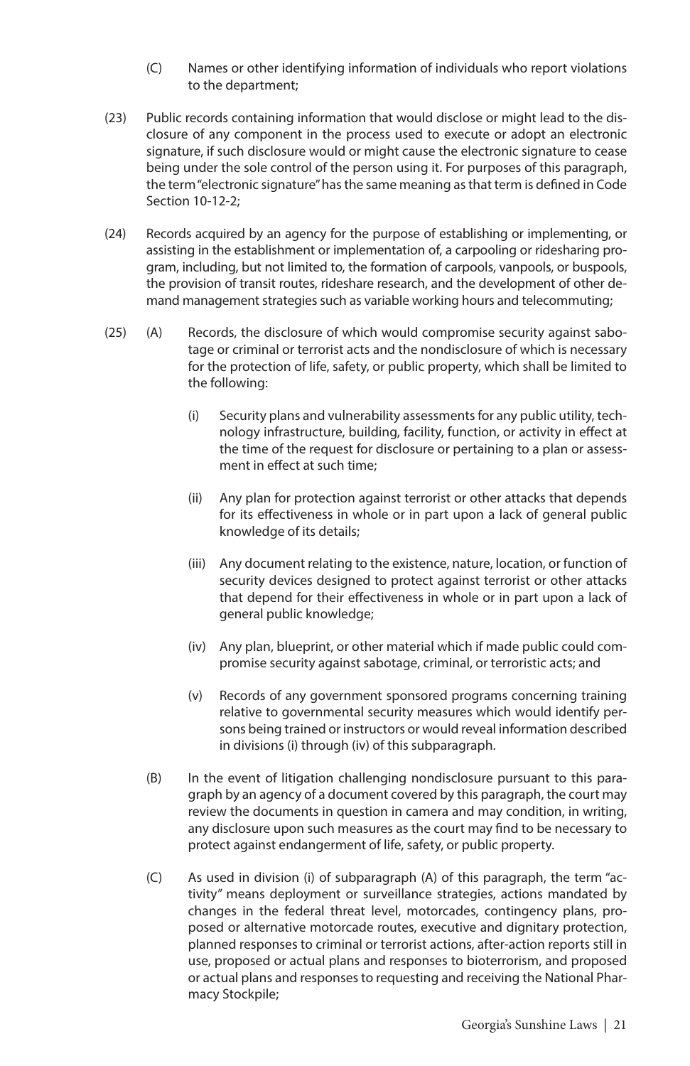(C) Names or other identifying information of individuals who report violations to the department;

(23) Public records containing information that would disclose or might lead to the disclosure of any component in the process used to execute or adopt an electronic signature, if such disclosure would or might cause the electronic signature to cease being under the sole control of the person using it. For purposes of this paragraph, the term "electronic signature" has the same meaning as that term is defined in Code Section 10-12-2;

(24) Records acquired by an agency for the purpose of establishing or implementing, or assisting in the establishment or implementation of, a carpooling or ridesharing program, including, but not limited to, the formation of carpools, vanpools, or buspools, the provision of transit routes, rideshare research, and the development of other demand management strategies such as variable working hours and telecommuting;

(25) (A) Records, the disclosure of which would compromise security against sabotage or criminal or terrorist acts and the nondisclosure of which is necessary for the protection of life, safety, or public property, which shall be limited to the following:

(i) Security plans and vulnerability assessments for any public utility, technology infrastructure, building, facility, function, or activity in effect at the time of the request for disclosure or pertaining to a plan or assessment in effect at such time;

(ii) Any plan for protection against terrorist or other attacks that depends for its effectiveness in whole or in part upon a lack of general public knowledge of its details;

(iii) Any document relating to the existence, nature, location, or function of security devices designed to protect against terrorist or other attacks that depend for their effectiveness in whole or in part upon a lack of general public knowledge;

(iv) Any plan, blueprint, or other material which if made public could compromise security against sabotage, criminal, or terroristic acts; and

(v) Records of any government sponsored programs concerning training relative to governmental security measures which would identify persons being trained or instructors or would reveal information described in divisions (i) through (iv) of this subparagraph.

(B) In the event of litigation challenging nondisclosure pursuant to this paragraph by an agency of a document covered by this paragraph, the court may review the documents in question in camera and may condition, in writing, any disclosure upon such measures as the court may find to be necessary to protect against endangerment of life, safety, or public property.

(C) As used in division (i) of subparagraph (A) of this paragraph, the term "activity" means deployment or surveillance strategies, actions mandated by changes in the federal threat level, motorcades, contingency plans, proposed or alternative motorcade routes, executive and dignitary protection, planned responses to criminal or terrorist actions, after-action reports still in use, proposed or actual plans and responses to bioterrorism, and proposed or actual plans and responses to requesting and receiving the National Pharmacy Stockpile;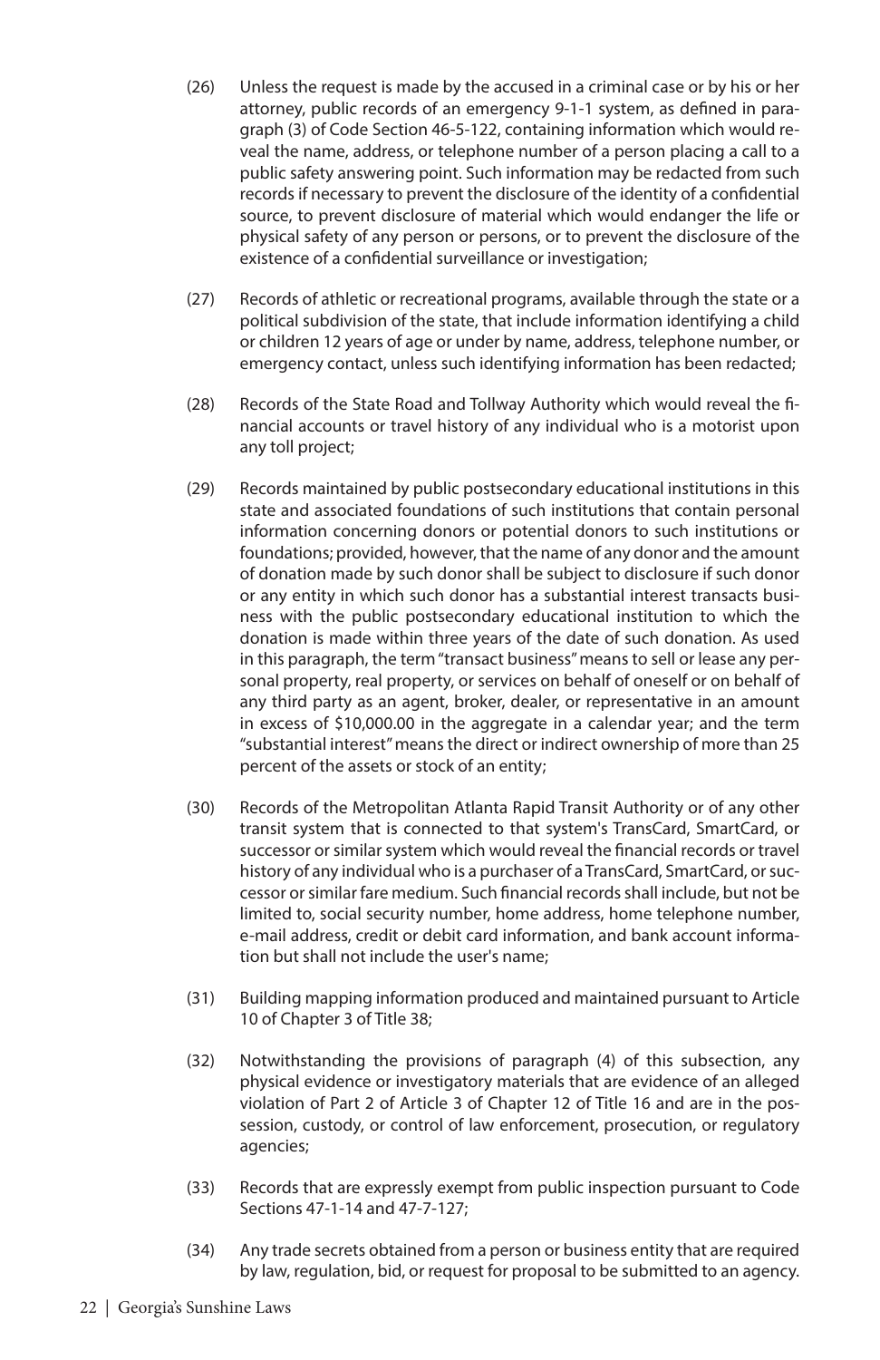(26) Unless the request is made by the accused in a criminal case or by his or her attorney, public records of an emergency 9-1-1 system, as defined in paragraph (3) of Code Section 46-5-122, containing information which would reveal the name, address, or telephone number of a person placing a call to a public safety answering point. Such information may be redacted from such records if necessary to prevent the disclosure of the identity of a confidential source, to prevent disclosure of material which would endanger the life or physical safety of any person or persons, or to prevent the disclosure of the existence of a confidential surveillance or investigation;

(27) Records of athletic or recreational programs, available through the state or a political subdivision of the state, that include information identifying a child or children 12 years of age or under by name, address, telephone number, or emergency contact, unless such identifying information has been redacted;

(28) Records of the State Road and Tollway Authority which would reveal the financial accounts or travel history of any individual who is a motorist upon any toll project;

(29) Records maintained by public postsecondary educational institutions in this state and associated foundations of such institutions that contain personal information concerning donors or potential donors to such institutions or foundations; provided, however, that the name of any donor and the amount of donation made by such donor shall be subject to disclosure if such donor or any entity in which such donor has a substantial interest transacts business with the public postsecondary educational institution to which the donation is made within three years of the date of such donation. As used in this paragraph, the term "transact business" means to sell or lease any personal property, real property, or services on behalf of oneself or on behalf of any third party as an agent, broker, dealer, or representative in an amount in excess of $10,000.00 in the aggregate in a calendar year; and the term "substantial interest" means the direct or indirect ownership of more than 25 percent of the assets or stock of an entity;

(30) Records of the Metropolitan Atlanta Rapid Transit Authority or of any other transit system that is connected to that system's TransCard, SmartCard, or successor or similar system which would reveal the financial records or travel history of any individual who is a purchaser of a TransCard, SmartCard, or successor or similar fare medium. Such financial records shall include, but not be limited to, social security number, home address, home telephone number, e-mail address, credit or debit card information, and bank account information but shall not include the user's name;

(31) Building mapping information produced and maintained pursuant to Article 10 of Chapter 3 of Title 38;

(32) Notwithstanding the provisions of paragraph (4) of this subsection, any physical evidence or investigatory materials that are evidence of an alleged violation of Part 2 of Article 3 of Chapter 12 of Title 16 and are in the possession, custody, or control of law enforcement, prosecution, or regulatory agencies;

(33) Records that are expressly exempt from public inspection pursuant to Code Sections 47-1-14 and 47-7-127;

(34) Any trade secrets obtained from a person or business entity that are required by law, regulation, bid, or request for proposal to be submitted to an agency.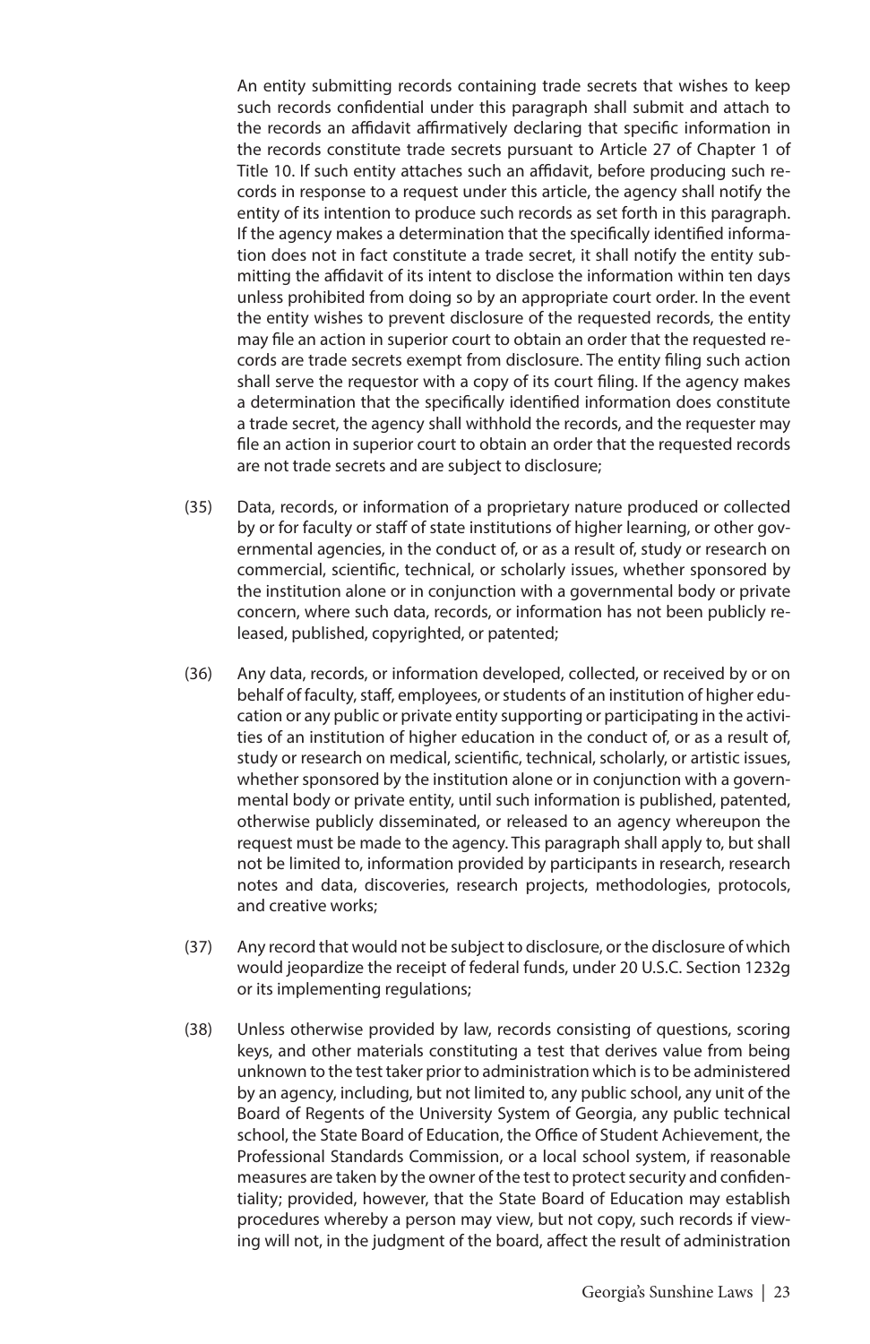An entity submitting records containing trade secrets that wishes to keep such records confidential under this paragraph shall submit and attach to the records an affidavit affirmatively declaring that specific information in the records constitute trade secrets pursuant to Article 27 of Chapter 1 of Title 10. If such entity attaches such an affidavit, before producing such records in response to a request under this article, the agency shall notify the entity of its intention to produce such records as set forth in this paragraph. If the agency makes a determination that the specifically identified information does not in fact constitute a trade secret, it shall notify the entity submitting the affidavit of its intent to disclose the information within ten days unless prohibited from doing so by an appropriate court order. In the event the entity wishes to prevent disclosure of the requested records, the entity may file an action in superior court to obtain an order that the requested records are trade secrets exempt from disclosure. The entity filing such action shall serve the requestor with a copy of its court filing. If the agency makes a determination that the specifically identified information does constitute a trade secret, the agency shall withhold the records, and the requester may file an action in superior court to obtain an order that the requested records are not trade secrets and are subject to disclosure;

(35) Data, records, or information of a proprietary nature produced or collected by or for faculty or staff of state institutions of higher learning, or other governmental agencies, in the conduct of, or as a result of, study or research on commercial, scientific, technical, or scholarly issues, whether sponsored by the institution alone or in conjunction with a governmental body or private concern, where such data, records, or information has not been publicly released, published, copyrighted, or patented;

(36) Any data, records, or information developed, collected, or received by or on behalf of faculty, staff, employees, or students of an institution of higher education or any public or private entity supporting or participating in the activities of an institution of higher education in the conduct of, or as a result of, study or research on medical, scientific, technical, scholarly, or artistic issues, whether sponsored by the institution alone or in conjunction with a governmental body or private entity, until such information is published, patented, otherwise publicly disseminated, or released to an agency whereupon the request must be made to the agency. This paragraph shall apply to, but shall not be limited to, information provided by participants in research, research notes and data, discoveries, research projects, methodologies, protocols, and creative works;

(37) Any record that would not be subject to disclosure, or the disclosure of which would jeopardize the receipt of federal funds, under 20 U.S.C. Section 1232g or its implementing regulations;

(38) Unless otherwise provided by law, records consisting of questions, scoring keys, and other materials constituting a test that derives value from being unknown to the test taker prior to administration which is to be administered by an agency, including, but not limited to, any public school, any unit of the Board of Regents of the University System of Georgia, any public technical school, the State Board of Education, the Office of Student Achievement, the Professional Standards Commission, or a local school system, if reasonable measures are taken by the owner of the test to protect security and confidentiality; provided, however, that the State Board of Education may establish procedures whereby a person may view, but not copy, such records if viewing will not, in the judgment of the board, affect the result of administration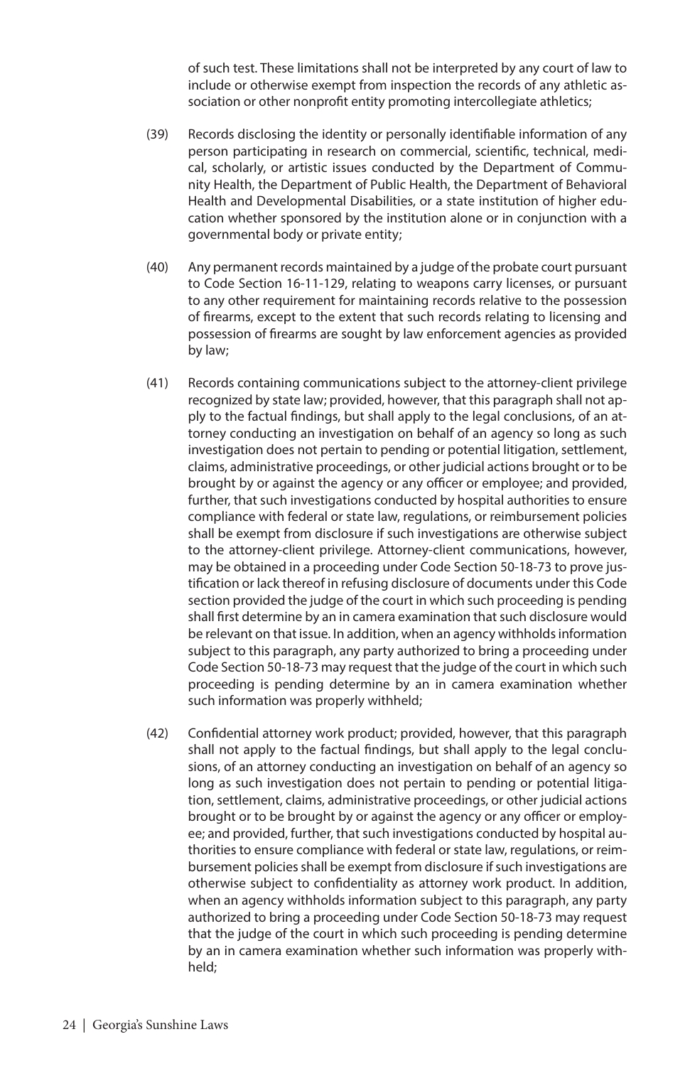of such test. These limitations shall not be interpreted by any court of law to include or otherwise exempt from inspection the records of any athletic association or other nonprofit entity promoting intercollegiate athletics;

(39) Records disclosing the identity or personally identifiable information of any person participating in research on commercial, scientific, technical, medical, scholarly, or artistic issues conducted by the Department of Community Health, the Department of Public Health, the Department of Behavioral Health and Developmental Disabilities, or a state institution of higher education whether sponsored by the institution alone or in conjunction with a governmental body or private entity;

(40) Any permanent records maintained by a judge of the probate court pursuant to Code Section 16-11-129, relating to weapons carry licenses, or pursuant to any other requirement for maintaining records relative to the possession of firearms, except to the extent that such records relating to licensing and possession of firearms are sought by law enforcement agencies as provided by law;

(41) Records containing communications subject to the attorney-client privilege recognized by state law; provided, however, that this paragraph shall not apply to the factual findings, but shall apply to the legal conclusions, of an attorney conducting an investigation on behalf of an agency so long as such investigation does not pertain to pending or potential litigation, settlement, claims, administrative proceedings, or other judicial actions brought or to be brought by or against the agency or any officer or employee; and provided, further, that such investigations conducted by hospital authorities to ensure compliance with federal or state law, regulations, or reimbursement policies shall be exempt from disclosure if such investigations are otherwise subject to the attorney-client privilege. Attorney-client communications, however, may be obtained in a proceeding under Code Section 50-18-73 to prove justification or lack thereof in refusing disclosure of documents under this Code section provided the judge of the court in which such proceeding is pending shall first determine by an in camera examination that such disclosure would be relevant on that issue. In addition, when an agency withholds information subject to this paragraph, any party authorized to bring a proceeding under Code Section 50-18-73 may request that the judge of the court in which such proceeding is pending determine by an in camera examination whether such information was properly withheld;

(42) Confidential attorney work product; provided, however, that this paragraph shall not apply to the factual findings, but shall apply to the legal conclusions, of an attorney conducting an investigation on behalf of an agency so long as such investigation does not pertain to pending or potential litigation, settlement, claims, administrative proceedings, or other judicial actions brought or to be brought by or against the agency or any officer or employee; and provided, further, that such investigations conducted by hospital authorities to ensure compliance with federal or state law, regulations, or reimbursement policies shall be exempt from disclosure if such investigations are otherwise subject to confidentiality as attorney work product. In addition, when an agency withholds information subject to this paragraph, any party authorized to bring a proceeding under Code Section 50-18-73 may request that the judge of the court in which such proceeding is pending determine by an in camera examination whether such information was properly withheld;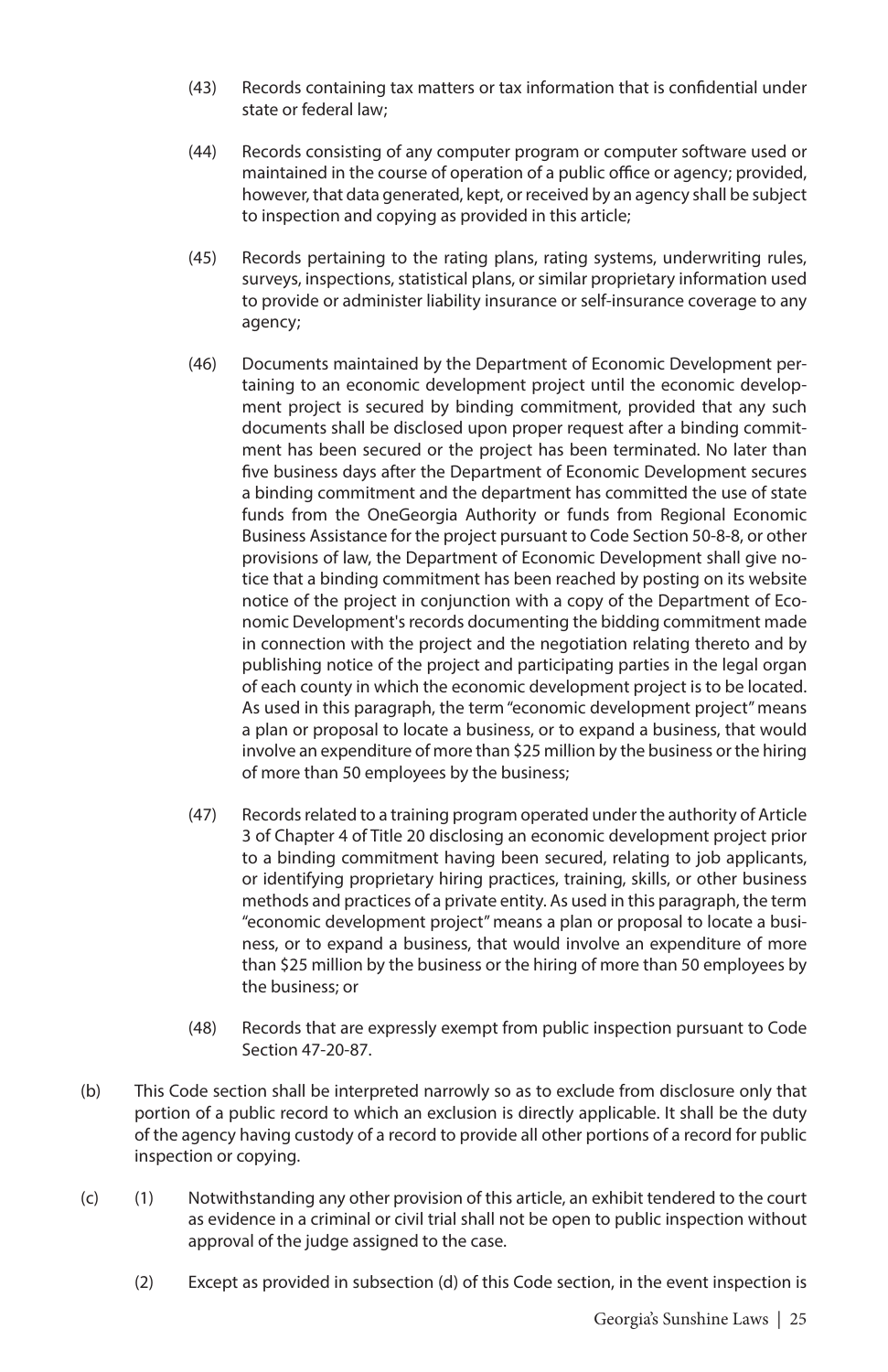(43) Records containing tax matters or tax information that is confidential under state or federal law;

(44) Records consisting of any computer program or computer software used or maintained in the course of operation of a public office or agency; provided, however, that data generated, kept, or received by an agency shall be subject to inspection and copying as provided in this article;

(45) Records pertaining to the rating plans, rating systems, underwriting rules, surveys, inspections, statistical plans, or similar proprietary information used to provide or administer liability insurance or self-insurance coverage to any agency;

(46) Documents maintained by the Department of Economic Development pertaining to an economic development project until the economic development project is secured by binding commitment, provided that any such documents shall be disclosed upon proper request after a binding commitment has been secured or the project has been terminated. No later than five business days after the Department of Economic Development secures a binding commitment and the department has committed the use of state funds from the OneGeorgia Authority or funds from Regional Economic Business Assistance for the project pursuant to Code Section 50-8-8, or other provisions of law, the Department of Economic Development shall give notice that a binding commitment has been reached by posting on its website notice of the project in conjunction with a copy of the Department of Economic Development's records documenting the bidding commitment made in connection with the project and the negotiation relating thereto and by publishing notice of the project and participating parties in the legal organ of each county in which the economic development project is to be located. As used in this paragraph, the term "economic development project" means a plan or proposal to locate a business, or to expand a business, that would involve an expenditure of more than $25 million by the business or the hiring of more than 50 employees by the business;

(47) Records related to a training program operated under the authority of Article 3 of Chapter 4 of Title 20 disclosing an economic development project prior to a binding commitment having been secured, relating to job applicants, or identifying proprietary hiring practices, training, skills, or other business methods and practices of a private entity. As used in this paragraph, the term "economic development project" means a plan or proposal to locate a business, or to expand a business, that would involve an expenditure of more than $25 million by the business or the hiring of more than 50 employees by the business; or

(48) Records that are expressly exempt from public inspection pursuant to Code Section 47-20-87.

(b) This Code section shall be interpreted narrowly so as to exclude from disclosure only that portion of a public record to which an exclusion is directly applicable. It shall be the duty of the agency having custody of a record to provide all other portions of a record for public inspection or copying.

(c) (1) Notwithstanding any other provision of this article, an exhibit tendered to the court as evidence in a criminal or civil trial shall not be open to public inspection without approval of the judge assigned to the case.

(2) Except as provided in subsection (d) of this Code section, in the event inspection is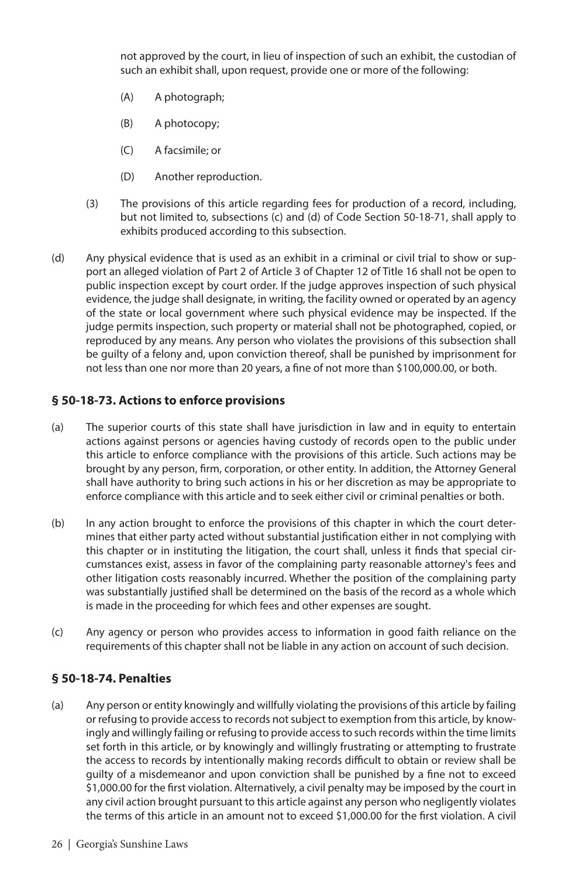not approved by the court, in lieu of inspection of such an exhibit, the custodian of such an exhibit shall, upon request, provide one or more of the following:

(A) A photograph;

(B) A photocopy;

(C) A facsimile; or

(D) Another reproduction.

(3) The provisions of this article regarding fees for production of a record, including, but not limited to, subsections (c) and (d) of Code Section 50-18-71, shall apply to exhibits produced according to this subsection.

(d) Any physical evidence that is used as an exhibit in a criminal or civil trial to show or support an alleged violation of Part 2 of Article 3 of Chapter 12 of Title 16 shall not be open to public inspection except by court order. If the judge approves inspection of such physical evidence, the judge shall designate, in writing, the facility owned or operated by an agency of the state or local government where such physical evidence may be inspected. If the judge permits inspection, such property or material shall not be photographed, copied, or reproduced by any means. Any person who violates the provisions of this subsection shall be guilty of a felony and, upon conviction thereof, shall be punished by imprisonment for not less than one nor more than 20 years, a fine of not more than $100,000.00, or both.

### § 50-18-73. Actions to enforce provisions

(a) The superior courts of this state shall have jurisdiction in law and in equity to entertain actions against persons or agencies having custody of records open to the public under this article to enforce compliance with the provisions of this article. Such actions may be brought by any person, firm, corporation, or other entity. In addition, the Attorney General shall have authority to bring such actions in his or her discretion as may be appropriate to enforce compliance with this article and to seek either civil or criminal penalties or both.

(b) In any action brought to enforce the provisions of this chapter in which the court determines that either party acted without substantial justification either in not complying with this chapter or in instituting the litigation, the court shall, unless it finds that special circumstances exist, assess in favor of the complaining party reasonable attorney's fees and other litigation costs reasonably incurred. Whether the position of the complaining party was substantially justified shall be determined on the basis of the record as a whole which is made in the proceeding for which fees and other expenses are sought.

(c) Any agency or person who provides access to information in good faith reliance on the requirements of this chapter shall not be liable in any action on account of such decision.

### § 50-18-74. Penalties

(a) Any person or entity knowingly and willfully violating the provisions of this article by failing or refusing to provide access to records not subject to exemption from this article, by knowingly and willingly failing or refusing to provide access to such records within the time limits set forth in this article, or by knowingly and willingly frustrating or attempting to frustrate the access to records by intentionally making records difficult to obtain or review shall be guilty of a misdemeanor and upon conviction shall be punished by a fine not to exceed $1,000.00 for the first violation. Alternatively, a civil penalty may be imposed by the court in any civil action brought pursuant to this article against any person who negligently violates the terms of this article in an amount not to exceed $1,000.00 for the first violation. A civil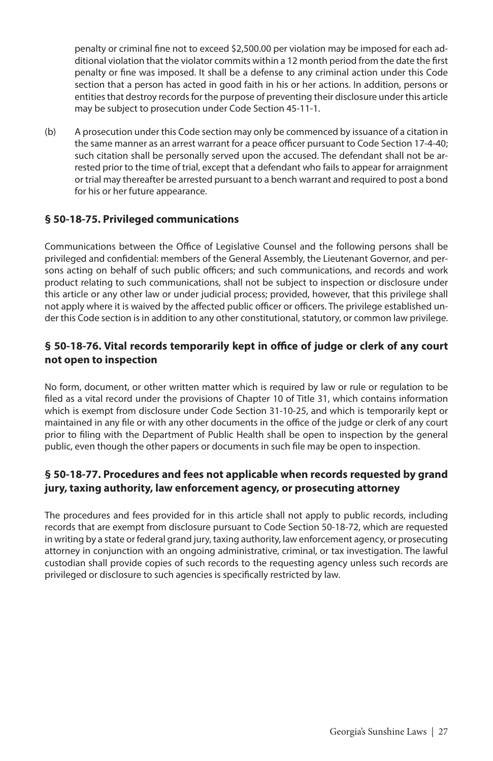penalty or criminal fine not to exceed $2,500.00 per violation may be imposed for each additional violation that the violator commits within a 12 month period from the date the first penalty or fine was imposed. It shall be a defense to any criminal action under this Code section that a person has acted in good faith in his or her actions. In addition, persons or entities that destroy records for the purpose of preventing their disclosure under this article may be subject to prosecution under Code Section 45-11-1.

(b) A prosecution under this Code section may only be commenced by issuance of a citation in the same manner as an arrest warrant for a peace officer pursuant to Code Section 17-4-40; such citation shall be personally served upon the accused. The defendant shall not be arrested prior to the time of trial, except that a defendant who fails to appear for arraignment or trial may thereafter be arrested pursuant to a bench warrant and required to post a bond for his or her future appearance.

### § 50-18-75. Privileged communications

Communications between the Office of Legislative Counsel and the following persons shall be privileged and confidential: members of the General Assembly, the Lieutenant Governor, and persons acting on behalf of such public officers; and such communications, and records and work product relating to such communications, shall not be subject to inspection or disclosure under this article or any other law or under judicial process; provided, however, that this privilege shall not apply where it is waived by the affected public officer or officers. The privilege established under this Code section is in addition to any other constitutional, statutory, or common law privilege.

### § 50-18-76. Vital records temporarily kept in office of judge or clerk of any court not open to inspection

No form, document, or other written matter which is required by law or rule or regulation to be filed as a vital record under the provisions of Chapter 10 of Title 31, which contains information which is exempt from disclosure under Code Section 31-10-25, and which is temporarily kept or maintained in any file or with any other documents in the office of the judge or clerk of any court prior to filing with the Department of Public Health shall be open to inspection by the general public, even though the other papers or documents in such file may be open to inspection.

### § 50-18-77. Procedures and fees not applicable when records requested by grand jury, taxing authority, law enforcement agency, or prosecuting attorney

The procedures and fees provided for in this article shall not apply to public records, including records that are exempt from disclosure pursuant to Code Section 50-18-72, which are requested in writing by a state or federal grand jury, taxing authority, law enforcement agency, or prosecuting attorney in conjunction with an ongoing administrative, criminal, or tax investigation. The lawful custodian shall provide copies of such records to the requesting agency unless such records are privileged or disclosure to such agencies is specifically restricted by law.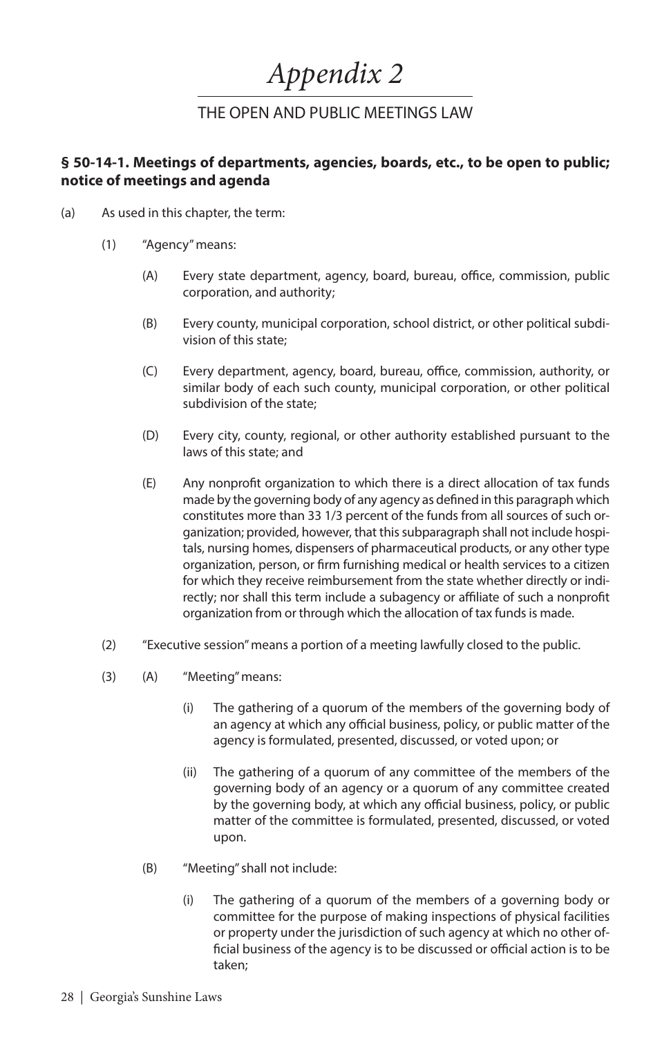# *Appendix 2*

## THE OPEN AND PUBLIC MEETINGS LAW

### § 50-14-1. Meetings of departments, agencies, boards, etc., to be open to public; notice of meetings and agenda

(a) As used in this chapter, the term:

(1) "Agency" means:

(A) Every state department, agency, board, bureau, office, commission, public corporation, and authority;

(B) Every county, municipal corporation, school district, or other political subdivision of this state;

(C) Every department, agency, board, bureau, office, commission, authority, or similar body of each such county, municipal corporation, or other political subdivision of the state;

(D) Every city, county, regional, or other authority established pursuant to the laws of this state; and

(E) Any nonprofit organization to which there is a direct allocation of tax funds made by the governing body of any agency as defined in this paragraph which constitutes more than 33 1/3 percent of the funds from all sources of such organization; provided, however, that this subparagraph shall not include hospitals, nursing homes, dispensers of pharmaceutical products, or any other type organization, person, or firm furnishing medical or health services to a citizen for which they receive reimbursement from the state whether directly or indirectly; nor shall this term include a subagency or affiliate of such a nonprofit organization from or through which the allocation of tax funds is made.

(2) "Executive session" means a portion of a meeting lawfully closed to the public.

(3) (A) "Meeting" means:

(i) The gathering of a quorum of the members of the governing body of an agency at which any official business, policy, or public matter of the agency is formulated, presented, discussed, or voted upon; or

(ii) The gathering of a quorum of any committee of the members of the governing body of an agency or a quorum of any committee created by the governing body, at which any official business, policy, or public matter of the committee is formulated, presented, discussed, or voted upon.

(B) "Meeting" shall not include:

(i) The gathering of a quorum of the members of a governing body or committee for the purpose of making inspections of physical facilities or property under the jurisdiction of such agency at which no other official business of the agency is to be discussed or official action is to be taken;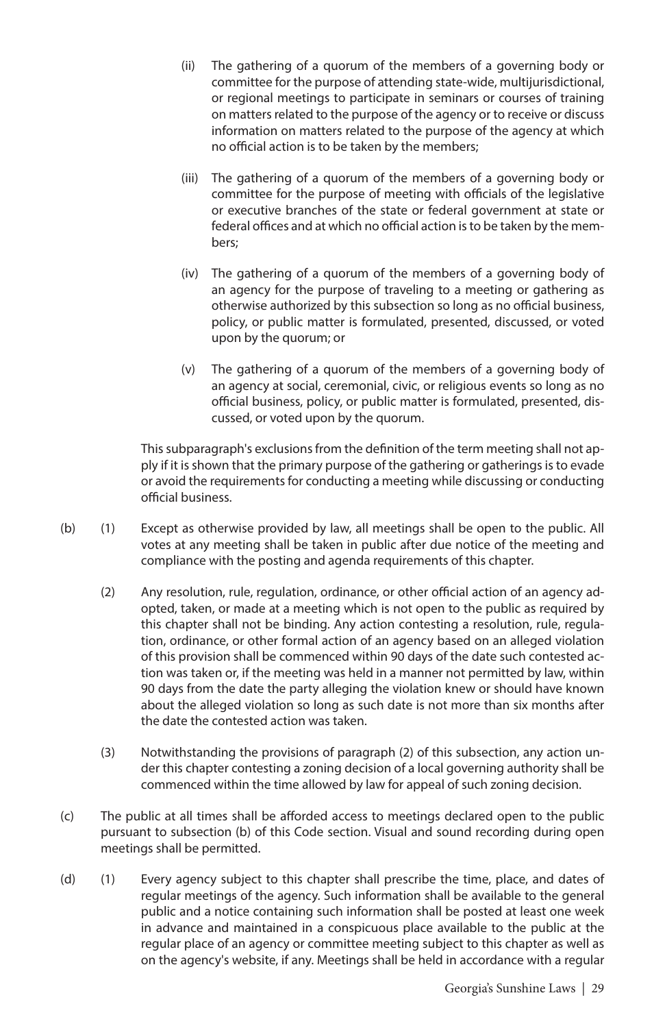(ii) The gathering of a quorum of the members of a governing body or committee for the purpose of attending state-wide, multijurisdictional, or regional meetings to participate in seminars or courses of training on matters related to the purpose of the agency or to receive or discuss information on matters related to the purpose of the agency at which no official action is to be taken by the members;

(iii) The gathering of a quorum of the members of a governing body or committee for the purpose of meeting with officials of the legislative or executive branches of the state or federal government at state or federal offices and at which no official action is to be taken by the members;

(iv) The gathering of a quorum of the members of a governing body of an agency for the purpose of traveling to a meeting or gathering as otherwise authorized by this subsection so long as no official business, policy, or public matter is formulated, presented, discussed, or voted upon by the quorum; or

(v) The gathering of a quorum of the members of a governing body of an agency at social, ceremonial, civic, or religious events so long as no official business, policy, or public matter is formulated, presented, discussed, or voted upon by the quorum.

This subparagraph's exclusions from the definition of the term meeting shall not apply if it is shown that the primary purpose of the gathering or gatherings is to evade or avoid the requirements for conducting a meeting while discussing or conducting official business.

(b) (1) Except as otherwise provided by law, all meetings shall be open to the public. All votes at any meeting shall be taken in public after due notice of the meeting and compliance with the posting and agenda requirements of this chapter.

(2) Any resolution, rule, regulation, ordinance, or other official action of an agency adopted, taken, or made at a meeting which is not open to the public as required by this chapter shall not be binding. Any action contesting a resolution, rule, regulation, ordinance, or other formal action of an agency based on an alleged violation of this provision shall be commenced within 90 days of the date such contested action was taken or, if the meeting was held in a manner not permitted by law, within 90 days from the date the party alleging the violation knew or should have known about the alleged violation so long as such date is not more than six months after the date the contested action was taken.

(3) Notwithstanding the provisions of paragraph (2) of this subsection, any action under this chapter contesting a zoning decision of a local governing authority shall be commenced within the time allowed by law for appeal of such zoning decision.

(c) The public at all times shall be afforded access to meetings declared open to the public pursuant to subsection (b) of this Code section. Visual and sound recording during open meetings shall be permitted.

(d) (1) Every agency subject to this chapter shall prescribe the time, place, and dates of regular meetings of the agency. Such information shall be available to the general public and a notice containing such information shall be posted at least one week in advance and maintained in a conspicuous place available to the public at the regular place of an agency or committee meeting subject to this chapter as well as on the agency's website, if any. Meetings shall be held in accordance with a regular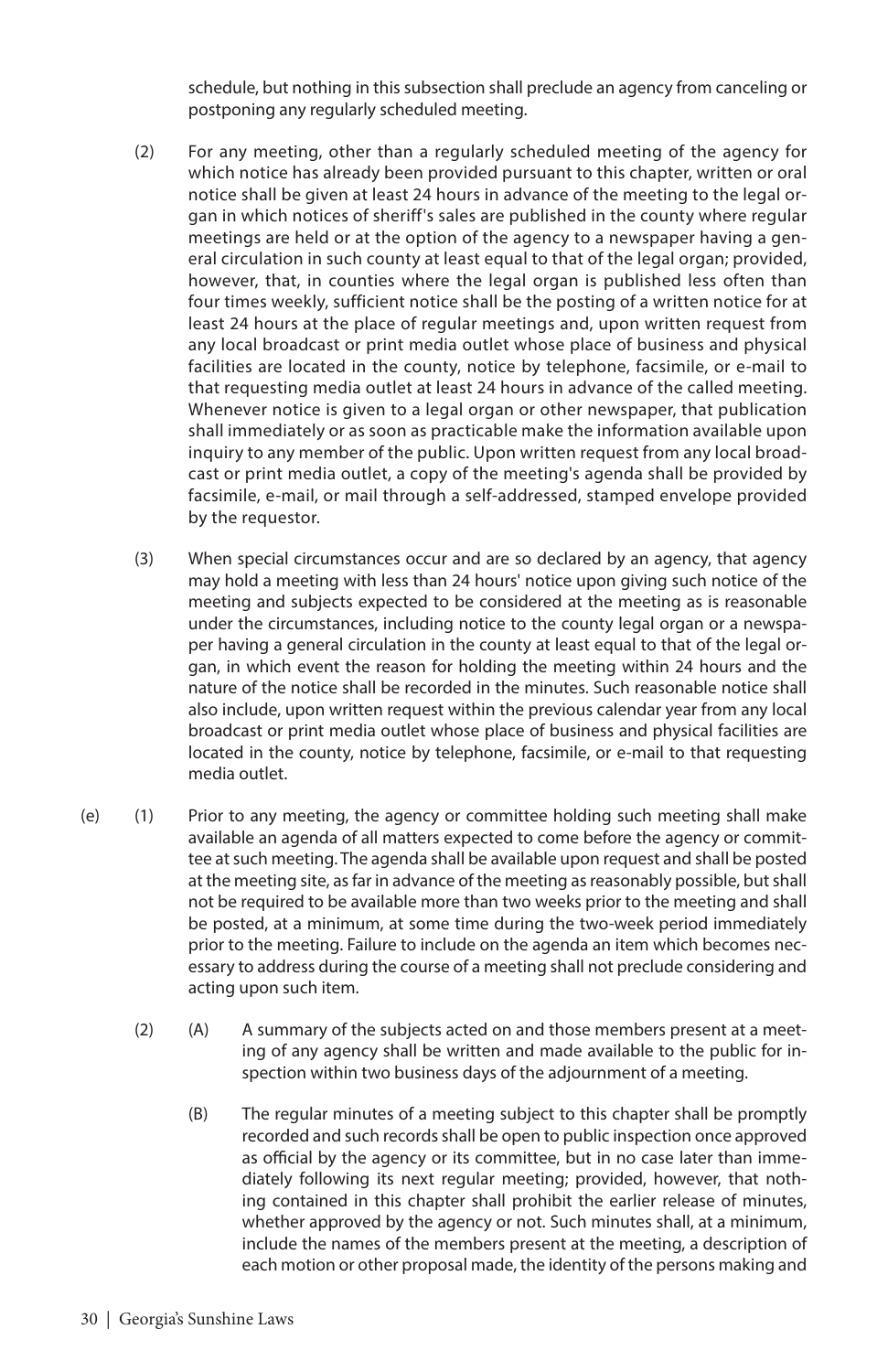schedule, but nothing in this subsection shall preclude an agency from canceling or postponing any regularly scheduled meeting.

(2) For any meeting, other than a regularly scheduled meeting of the agency for which notice has already been provided pursuant to this chapter, written or oral notice shall be given at least 24 hours in advance of the meeting to the legal organ in which notices of sheriff's sales are published in the county where regular meetings are held or at the option of the agency to a newspaper having a general circulation in such county at least equal to that of the legal organ; provided, however, that, in counties where the legal organ is published less often than four times weekly, sufficient notice shall be the posting of a written notice for at least 24 hours at the place of regular meetings and, upon written request from any local broadcast or print media outlet whose place of business and physical facilities are located in the county, notice by telephone, facsimile, or e-mail to that requesting media outlet at least 24 hours in advance of the called meeting. Whenever notice is given to a legal organ or other newspaper, that publication shall immediately or as soon as practicable make the information available upon inquiry to any member of the public. Upon written request from any local broadcast or print media outlet, a copy of the meeting's agenda shall be provided by facsimile, e-mail, or mail through a self-addressed, stamped envelope provided by the requestor.

(3) When special circumstances occur and are so declared by an agency, that agency may hold a meeting with less than 24 hours' notice upon giving such notice of the meeting and subjects expected to be considered at the meeting as is reasonable under the circumstances, including notice to the county legal organ or a newspaper having a general circulation in the county at least equal to that of the legal organ, in which event the reason for holding the meeting within 24 hours and the nature of the notice shall be recorded in the minutes. Such reasonable notice shall also include, upon written request within the previous calendar year from any local broadcast or print media outlet whose place of business and physical facilities are located in the county, notice by telephone, facsimile, or e-mail to that requesting media outlet.

(e) (1) Prior to any meeting, the agency or committee holding such meeting shall make available an agenda of all matters expected to come before the agency or committee at such meeting. The agenda shall be available upon request and shall be posted at the meeting site, as far in advance of the meeting as reasonably possible, but shall not be required to be available more than two weeks prior to the meeting and shall be posted, at a minimum, at some time during the two-week period immediately prior to the meeting. Failure to include on the agenda an item which becomes necessary to address during the course of a meeting shall not preclude considering and acting upon such item.

(2) (A) A summary of the subjects acted on and those members present at a meeting of any agency shall be written and made available to the public for inspection within two business days of the adjournment of a meeting.

(B) The regular minutes of a meeting subject to this chapter shall be promptly recorded and such records shall be open to public inspection once approved as official by the agency or its committee, but in no case later than immediately following its next regular meeting; provided, however, that nothing contained in this chapter shall prohibit the earlier release of minutes, whether approved by the agency or not. Such minutes shall, at a minimum, include the names of the members present at the meeting, a description of each motion or other proposal made, the identity of the persons making and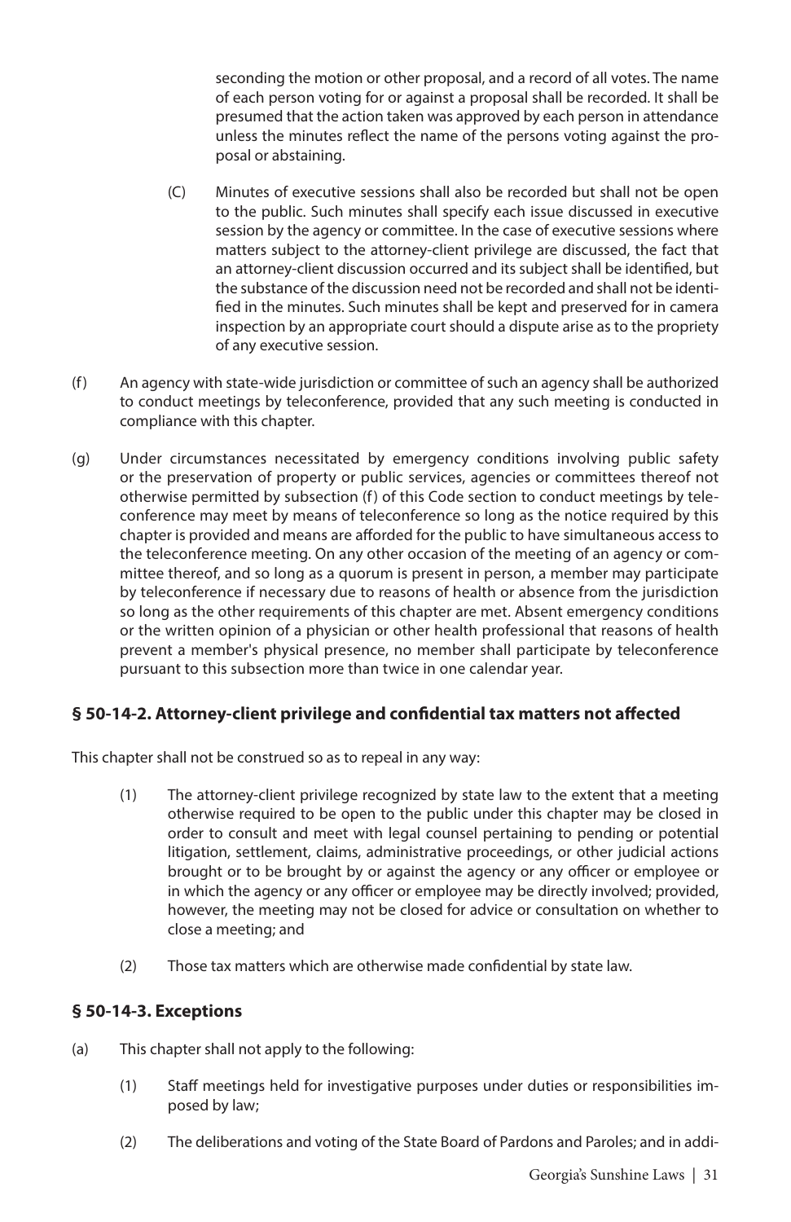seconding the motion or other proposal, and a record of all votes. The name of each person voting for or against a proposal shall be recorded. It shall be presumed that the action taken was approved by each person in attendance unless the minutes reflect the name of the persons voting against the proposal or abstaining.

(C) Minutes of executive sessions shall also be recorded but shall not be open to the public. Such minutes shall specify each issue discussed in executive session by the agency or committee. In the case of executive sessions where matters subject to the attorney-client privilege are discussed, the fact that an attorney-client discussion occurred and its subject shall be identified, but the substance of the discussion need not be recorded and shall not be identified in the minutes. Such minutes shall be kept and preserved for in camera inspection by an appropriate court should a dispute arise as to the propriety of any executive session.

(f) An agency with state-wide jurisdiction or committee of such an agency shall be authorized to conduct meetings by teleconference, provided that any such meeting is conducted in compliance with this chapter.

(g) Under circumstances necessitated by emergency conditions involving public safety or the preservation of property or public services, agencies or committees thereof not otherwise permitted by subsection (f) of this Code section to conduct meetings by teleconference may meet by means of teleconference so long as the notice required by this chapter is provided and means are afforded for the public to have simultaneous access to the teleconference meeting. On any other occasion of the meeting of an agency or committee thereof, and so long as a quorum is present in person, a member may participate by teleconference if necessary due to reasons of health or absence from the jurisdiction so long as the other requirements of this chapter are met. Absent emergency conditions or the written opinion of a physician or other health professional that reasons of health prevent a member's physical presence, no member shall participate by teleconference pursuant to this subsection more than twice in one calendar year.

### § 50-14-2. Attorney-client privilege and confidential tax matters not affected

This chapter shall not be construed so as to repeal in any way:

(1) The attorney-client privilege recognized by state law to the extent that a meeting otherwise required to be open to the public under this chapter may be closed in order to consult and meet with legal counsel pertaining to pending or potential litigation, settlement, claims, administrative proceedings, or other judicial actions brought or to be brought by or against the agency or any officer or employee or in which the agency or any officer or employee may be directly involved; provided, however, the meeting may not be closed for advice or consultation on whether to close a meeting; and

(2) Those tax matters which are otherwise made confidential by state law.

### § 50-14-3. Exceptions

(a) This chapter shall not apply to the following:

(1) Staff meetings held for investigative purposes under duties or responsibilities imposed by law;

(2) The deliberations and voting of the State Board of Pardons and Paroles; and in addi-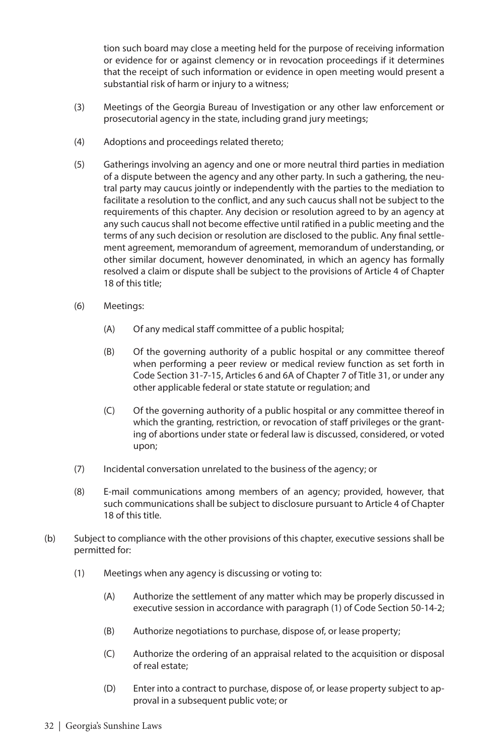tion such board may close a meeting held for the purpose of receiving information or evidence for or against clemency or in revocation proceedings if it determines that the receipt of such information or evidence in open meeting would present a substantial risk of harm or injury to a witness;

(3) Meetings of the Georgia Bureau of Investigation or any other law enforcement or prosecutorial agency in the state, including grand jury meetings;

(4) Adoptions and proceedings related thereto;

(5) Gatherings involving an agency and one or more neutral third parties in mediation of a dispute between the agency and any other party. In such a gathering, the neutral party may caucus jointly or independently with the parties to the mediation to facilitate a resolution to the conflict, and any such caucus shall not be subject to the requirements of this chapter. Any decision or resolution agreed to by an agency at any such caucus shall not become effective until ratified in a public meeting and the terms of any such decision or resolution are disclosed to the public. Any final settlement agreement, memorandum of agreement, memorandum of understanding, or other similar document, however denominated, in which an agency has formally resolved a claim or dispute shall be subject to the provisions of Article 4 of Chapter 18 of this title;

(6) Meetings:

(A) Of any medical staff committee of a public hospital;

(B) Of the governing authority of a public hospital or any committee thereof when performing a peer review or medical review function as set forth in Code Section 31-7-15, Articles 6 and 6A of Chapter 7 of Title 31, or under any other applicable federal or state statute or regulation; and

(C) Of the governing authority of a public hospital or any committee thereof in which the granting, restriction, or revocation of staff privileges or the granting of abortions under state or federal law is discussed, considered, or voted upon;

(7) Incidental conversation unrelated to the business of the agency; or

(8) E-mail communications among members of an agency; provided, however, that such communications shall be subject to disclosure pursuant to Article 4 of Chapter 18 of this title.

(b) Subject to compliance with the other provisions of this chapter, executive sessions shall be permitted for:

(1) Meetings when any agency is discussing or voting to:

(A) Authorize the settlement of any matter which may be properly discussed in executive session in accordance with paragraph (1) of Code Section 50-14-2;

(B) Authorize negotiations to purchase, dispose of, or lease property;

(C) Authorize the ordering of an appraisal related to the acquisition or disposal of real estate;

(D) Enter into a contract to purchase, dispose of, or lease property subject to approval in a subsequent public vote; or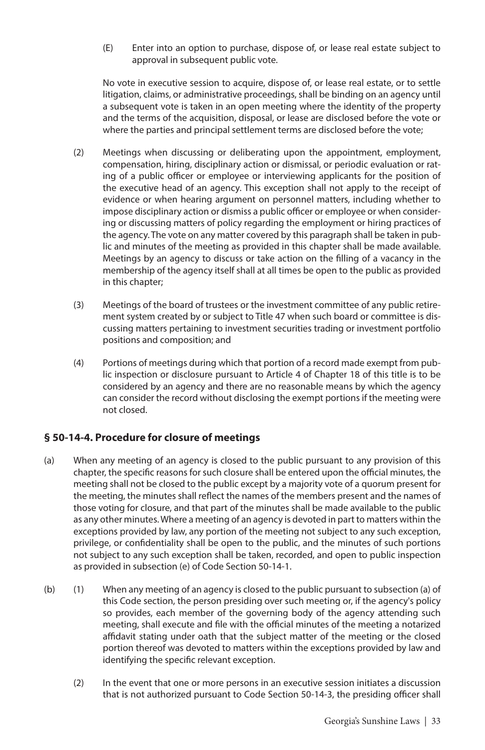(E) Enter into an option to purchase, dispose of, or lease real estate subject to approval in subsequent public vote.

No vote in executive session to acquire, dispose of, or lease real estate, or to settle litigation, claims, or administrative proceedings, shall be binding on an agency until a subsequent vote is taken in an open meeting where the identity of the property and the terms of the acquisition, disposal, or lease are disclosed before the vote or where the parties and principal settlement terms are disclosed before the vote;

(2) Meetings when discussing or deliberating upon the appointment, employment, compensation, hiring, disciplinary action or dismissal, or periodic evaluation or rating of a public officer or employee or interviewing applicants for the position of the executive head of an agency. This exception shall not apply to the receipt of evidence or when hearing argument on personnel matters, including whether to impose disciplinary action or dismiss a public officer or employee or when considering or discussing matters of policy regarding the employment or hiring practices of the agency. The vote on any matter covered by this paragraph shall be taken in public and minutes of the meeting as provided in this chapter shall be made available. Meetings by an agency to discuss or take action on the filling of a vacancy in the membership of the agency itself shall at all times be open to the public as provided in this chapter;

(3) Meetings of the board of trustees or the investment committee of any public retirement system created by or subject to Title 47 when such board or committee is discussing matters pertaining to investment securities trading or investment portfolio positions and composition; and

(4) Portions of meetings during which that portion of a record made exempt from public inspection or disclosure pursuant to Article 4 of Chapter 18 of this title is to be considered by an agency and there are no reasonable means by which the agency can consider the record without disclosing the exempt portions if the meeting were not closed.

## § 50-14-4. Procedure for closure of meetings

(a) When any meeting of an agency is closed to the public pursuant to any provision of this chapter, the specific reasons for such closure shall be entered upon the official minutes, the meeting shall not be closed to the public except by a majority vote of a quorum present for the meeting, the minutes shall reflect the names of the members present and the names of those voting for closure, and that part of the minutes shall be made available to the public as any other minutes. Where a meeting of an agency is devoted in part to matters within the exceptions provided by law, any portion of the meeting not subject to any such exception, privilege, or confidentiality shall be open to the public, and the minutes of such portions not subject to any such exception shall be taken, recorded, and open to public inspection as provided in subsection (e) of Code Section 50-14-1.

(b) (1) When any meeting of an agency is closed to the public pursuant to subsection (a) of this Code section, the person presiding over such meeting or, if the agency's policy so provides, each member of the governing body of the agency attending such meeting, shall execute and file with the official minutes of the meeting a notarized affidavit stating under oath that the subject matter of the meeting or the closed portion thereof was devoted to matters within the exceptions provided by law and identifying the specific relevant exception.

(2) In the event that one or more persons in an executive session initiates a discussion that is not authorized pursuant to Code Section 50-14-3, the presiding officer shall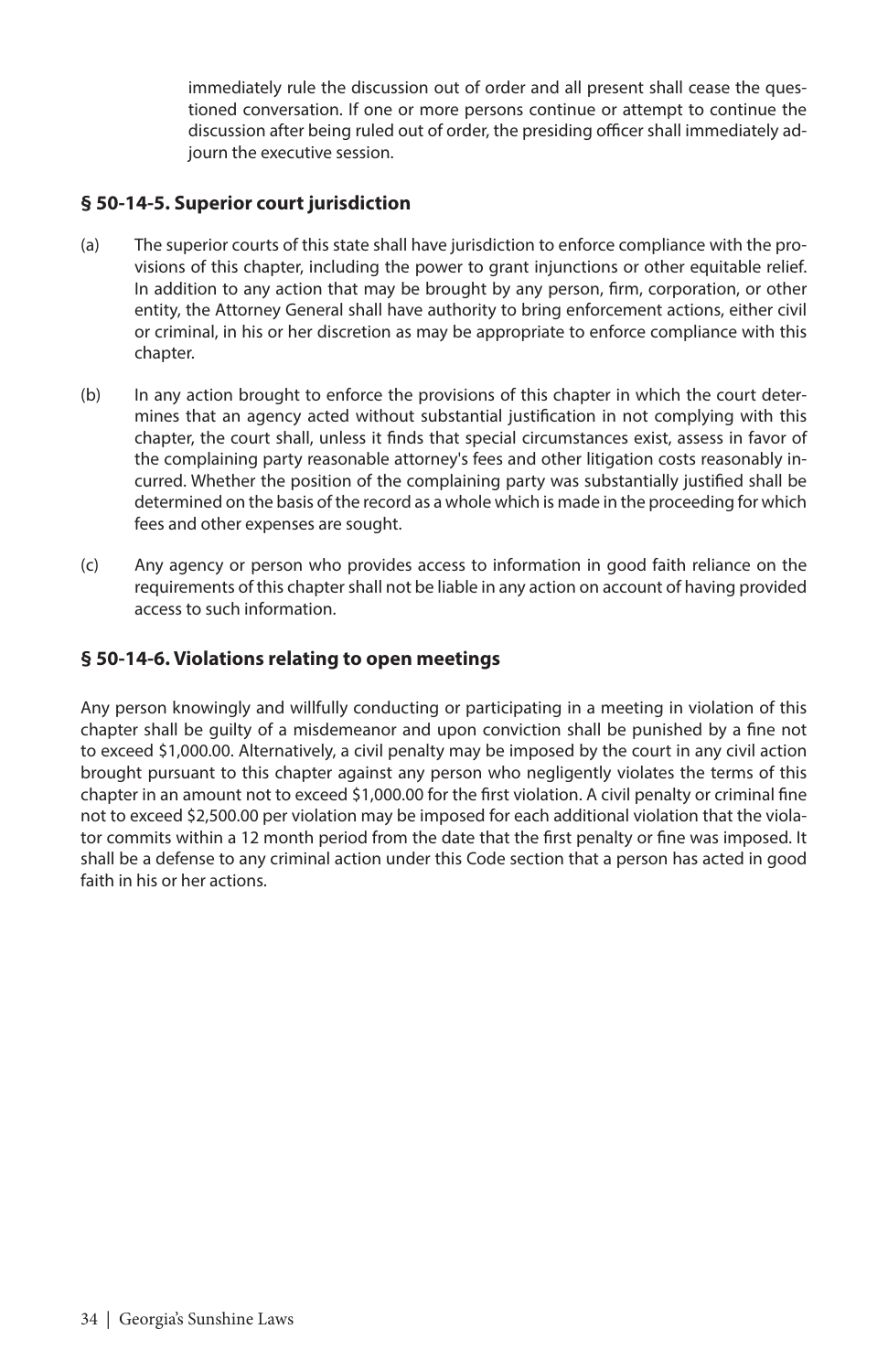immediately rule the discussion out of order and all present shall cease the questioned conversation. If one or more persons continue or attempt to continue the discussion after being ruled out of order, the presiding officer shall immediately adjourn the executive session.

### § 50-14-5. Superior court jurisdiction

(a) The superior courts of this state shall have jurisdiction to enforce compliance with the provisions of this chapter, including the power to grant injunctions or other equitable relief. In addition to any action that may be brought by any person, firm, corporation, or other entity, the Attorney General shall have authority to bring enforcement actions, either civil or criminal, in his or her discretion as may be appropriate to enforce compliance with this chapter.

(b) In any action brought to enforce the provisions of this chapter in which the court determines that an agency acted without substantial justification in not complying with this chapter, the court shall, unless it finds that special circumstances exist, assess in favor of the complaining party reasonable attorney's fees and other litigation costs reasonably incurred. Whether the position of the complaining party was substantially justified shall be determined on the basis of the record as a whole which is made in the proceeding for which fees and other expenses are sought.

(c) Any agency or person who provides access to information in good faith reliance on the requirements of this chapter shall not be liable in any action on account of having provided access to such information.

### § 50-14-6. Violations relating to open meetings

Any person knowingly and willfully conducting or participating in a meeting in violation of this chapter shall be guilty of a misdemeanor and upon conviction shall be punished by a fine not to exceed $1,000.00. Alternatively, a civil penalty may be imposed by the court in any civil action brought pursuant to this chapter against any person who negligently violates the terms of this chapter in an amount not to exceed $1,000.00 for the first violation. A civil penalty or criminal fine not to exceed $2,500.00 per violation may be imposed for each additional violation that the violator commits within a 12 month period from the date that the first penalty or fine was imposed. It shall be a defense to any criminal action under this Code section that a person has acted in good faith in his or her actions.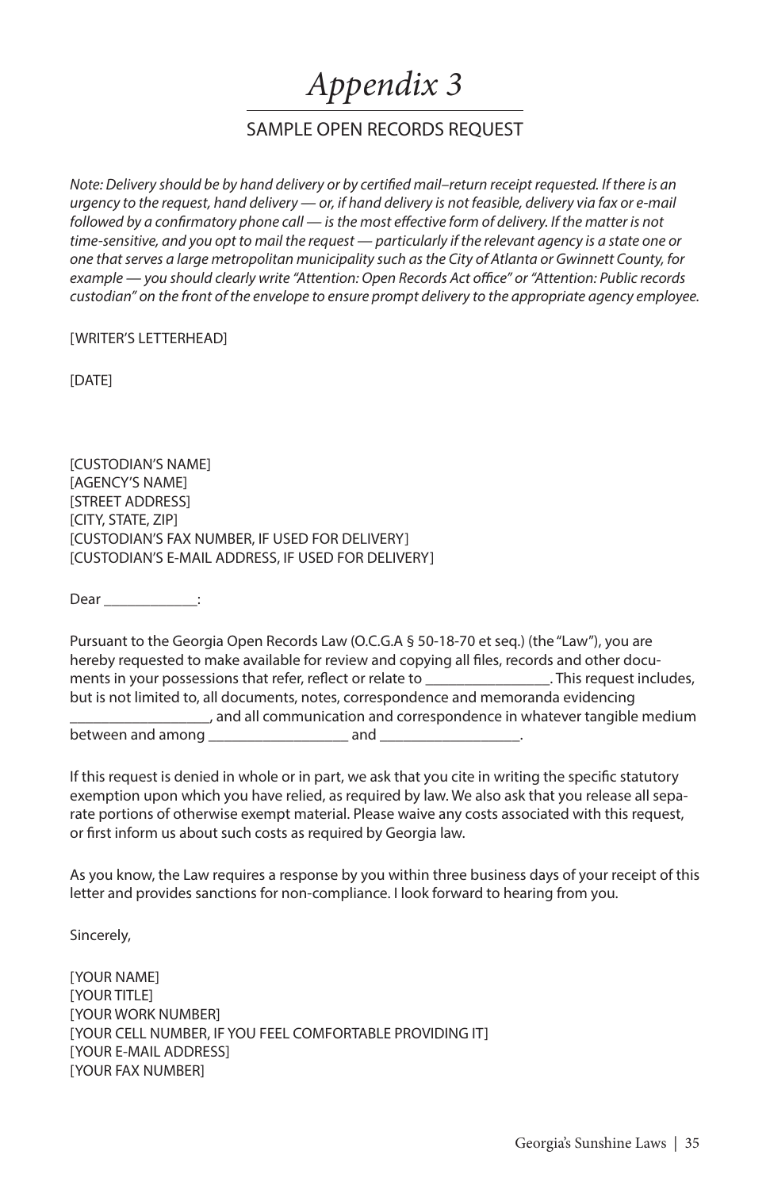# *Appendix 3*

## SAMPLE OPEN RECORDS REQUEST

*Note: Delivery should be by hand delivery or by certified mail–return receipt requested. If there is an urgency to the request, hand delivery — or, if hand delivery is not feasible, delivery via fax or e-mail followed by a confirmatory phone call — is the most effective form of delivery. If the matter is not time-sensitive, and you opt to mail the request — particularly if the relevant agency is a state one or one that serves a large metropolitan municipality such as the City of Atlanta or Gwinnett County, for example — you should clearly write "Attention: Open Records Act office" or "Attention: Public records custodian" on the front of the envelope to ensure prompt delivery to the appropriate agency employee.*

[WRITER'S LETTERHEAD]

[DATE]

[CUSTODIAN'S NAME]
[AGENCY'S NAME]
[STREET ADDRESS]
[CITY, STATE, ZIP]
[CUSTODIAN'S FAX NUMBER, IF USED FOR DELIVERY]
[CUSTODIAN'S E-MAIL ADDRESS, IF USED FOR DELIVERY]

Dear ____________:

Pursuant to the Georgia Open Records Law (O.C.G.A § 50-18-70 et seq.) (the "Law"), you are hereby requested to make available for review and copying all files, records and other documents in your possessions that refer, reflect or relate to ________________. This request includes, but is not limited to, all documents, notes, correspondence and memoranda evidencing __________________, and all communication and correspondence in whatever tangible medium between and among __________________ and __________________.

If this request is denied in whole or in part, we ask that you cite in writing the specific statutory exemption upon which you have relied, as required by law. We also ask that you release all separate portions of otherwise exempt material. Please waive any costs associated with this request, or first inform us about such costs as required by Georgia law.

As you know, the Law requires a response by you within three business days of your receipt of this letter and provides sanctions for non-compliance. I look forward to hearing from you.

Sincerely,

[YOUR NAME]
[YOUR TITLE]
[YOUR WORK NUMBER]
[YOUR CELL NUMBER, IF YOU FEEL COMFORTABLE PROVIDING IT]
[YOUR E-MAIL ADDRESS]
[YOUR FAX NUMBER]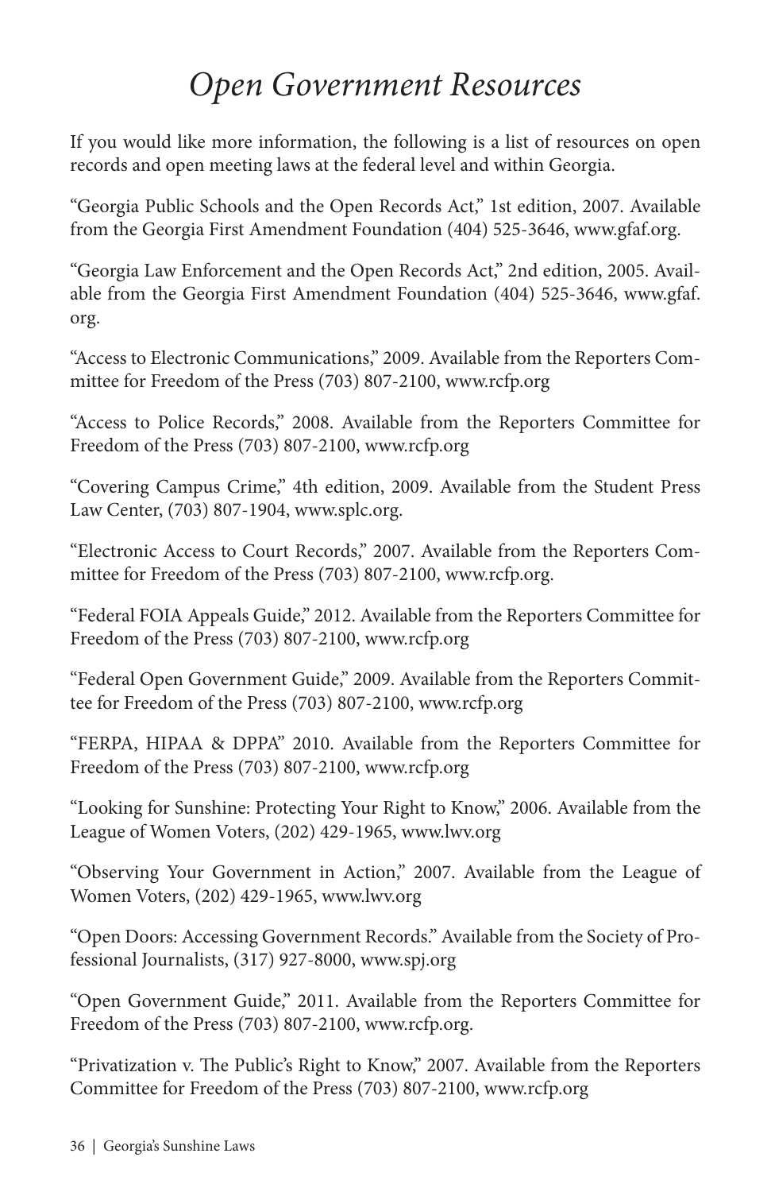# *Open Government Resources*

If you would like more information, the following is a list of resources on open records and open meeting laws at the federal level and within Georgia.

"Georgia Public Schools and the Open Records Act," 1st edition, 2007. Available from the Georgia First Amendment Foundation (404) 525-3646, www.gfaf.org.

"Georgia Law Enforcement and the Open Records Act," 2nd edition, 2005. Available from the Georgia First Amendment Foundation (404) 525-3646, www.gfaf.org.

"Access to Electronic Communications," 2009. Available from the Reporters Committee for Freedom of the Press (703) 807-2100, www.rcfp.org

"Access to Police Records," 2008. Available from the Reporters Committee for Freedom of the Press (703) 807-2100, www.rcfp.org

"Covering Campus Crime," 4th edition, 2009. Available from the Student Press Law Center, (703) 807-1904, www.splc.org.

"Electronic Access to Court Records," 2007. Available from the Reporters Committee for Freedom of the Press (703) 807-2100, www.rcfp.org.

"Federal FOIA Appeals Guide," 2012. Available from the Reporters Committee for Freedom of the Press (703) 807-2100, www.rcfp.org

"Federal Open Government Guide," 2009. Available from the Reporters Committee for Freedom of the Press (703) 807-2100, www.rcfp.org

"FERPA, HIPAA & DPPA" 2010. Available from the Reporters Committee for Freedom of the Press (703) 807-2100, www.rcfp.org

"Looking for Sunshine: Protecting Your Right to Know," 2006. Available from the League of Women Voters, (202) 429-1965, www.lwv.org

"Observing Your Government in Action," 2007. Available from the League of Women Voters, (202) 429-1965, www.lwv.org

"Open Doors: Accessing Government Records." Available from the Society of Professional Journalists, (317) 927-8000, www.spj.org

"Open Government Guide," 2011. Available from the Reporters Committee for Freedom of the Press (703) 807-2100, www.rcfp.org.

"Privatization v. The Public's Right to Know," 2007. Available from the Reporters Committee for Freedom of the Press (703) 807-2100, www.rcfp.org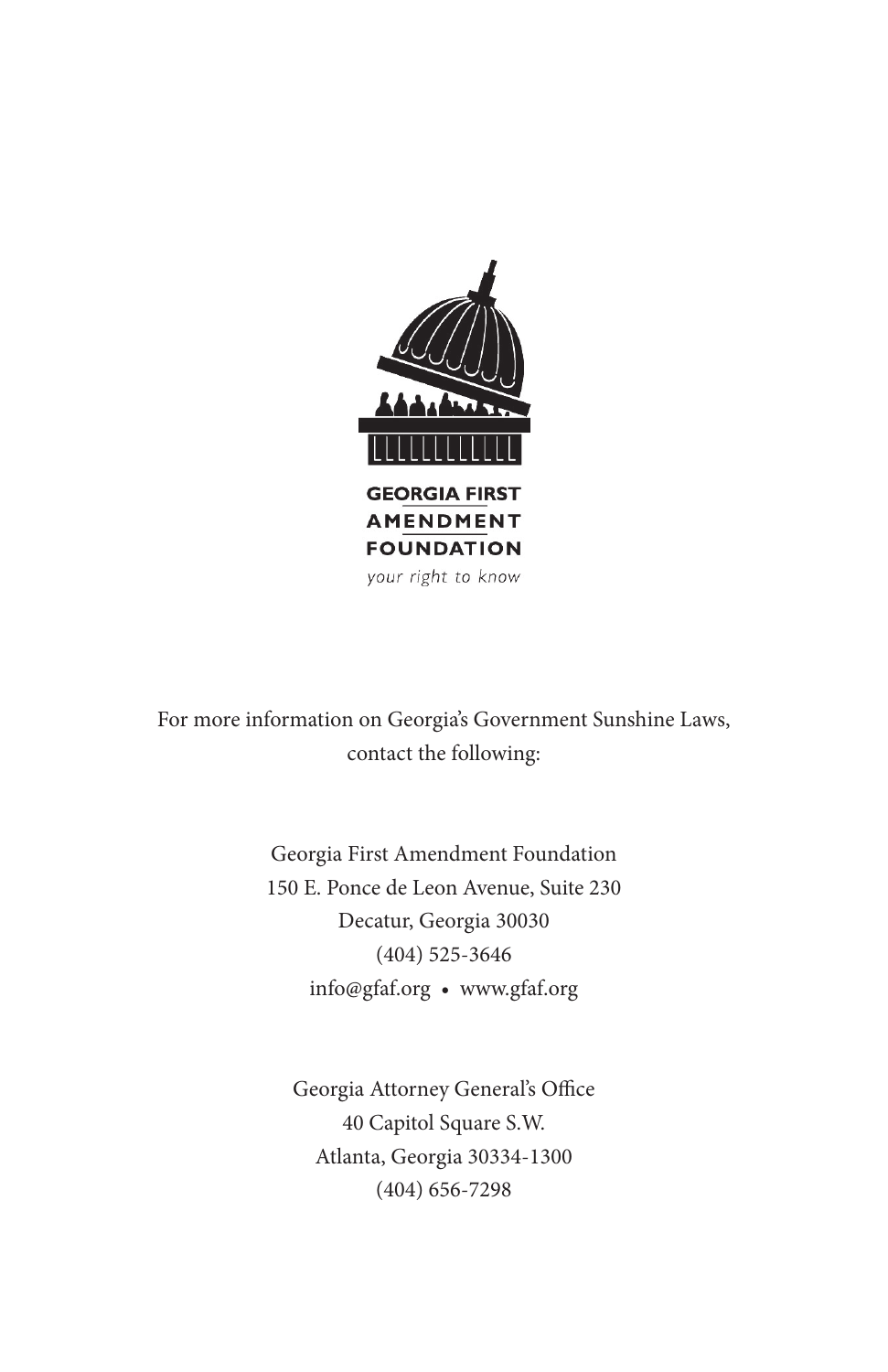GEORGIA FIRST AMENDMENT FOUNDATION

*your right to know*

For more information on Georgia's Government Sunshine Laws, contact the following:

Georgia First Amendment Foundation
150 E. Ponce de Leon Avenue, Suite 230
Decatur, Georgia 30030
(404) 525-3646
info@gfaf.org • www.gfaf.org

Georgia Attorney General's Office
40 Capitol Square S.W.
Atlanta, Georgia 30334-1300
(404) 656-7298